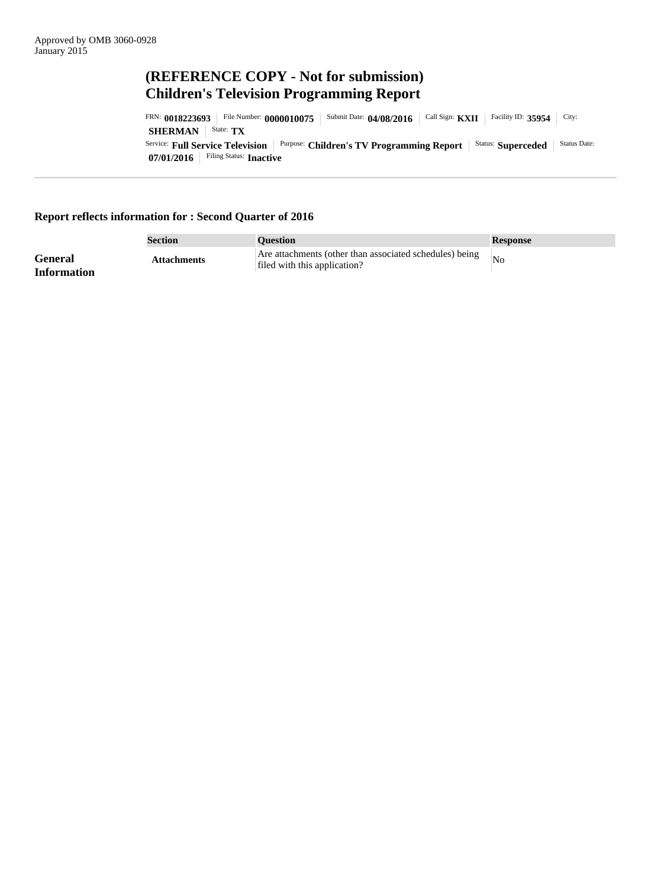Approved by OMB 3060-0928
January 2015

# (REFERENCE COPY - Not for submission)
# Children's Television Programming Report

FRN: **0018223693** | File Number: **0000010075** | Submit Date: **04/08/2016** | Call Sign: **KXII** | Facility ID: **35954** | City: **SHERMAN** | State: **TX**
Service: **Full Service Television** | Purpose: **Children's TV Programming Report** | Status: **Superceded** | Status Date: **07/01/2016** | Filing Status: **Inactive**

---

### Report reflects information for : Second Quarter of 2016

| | Section | Question | Response |
|---|---|---|---|
| **General Information** | **Attachments** | Are attachments (other than associated schedules) being filed with this application? | No |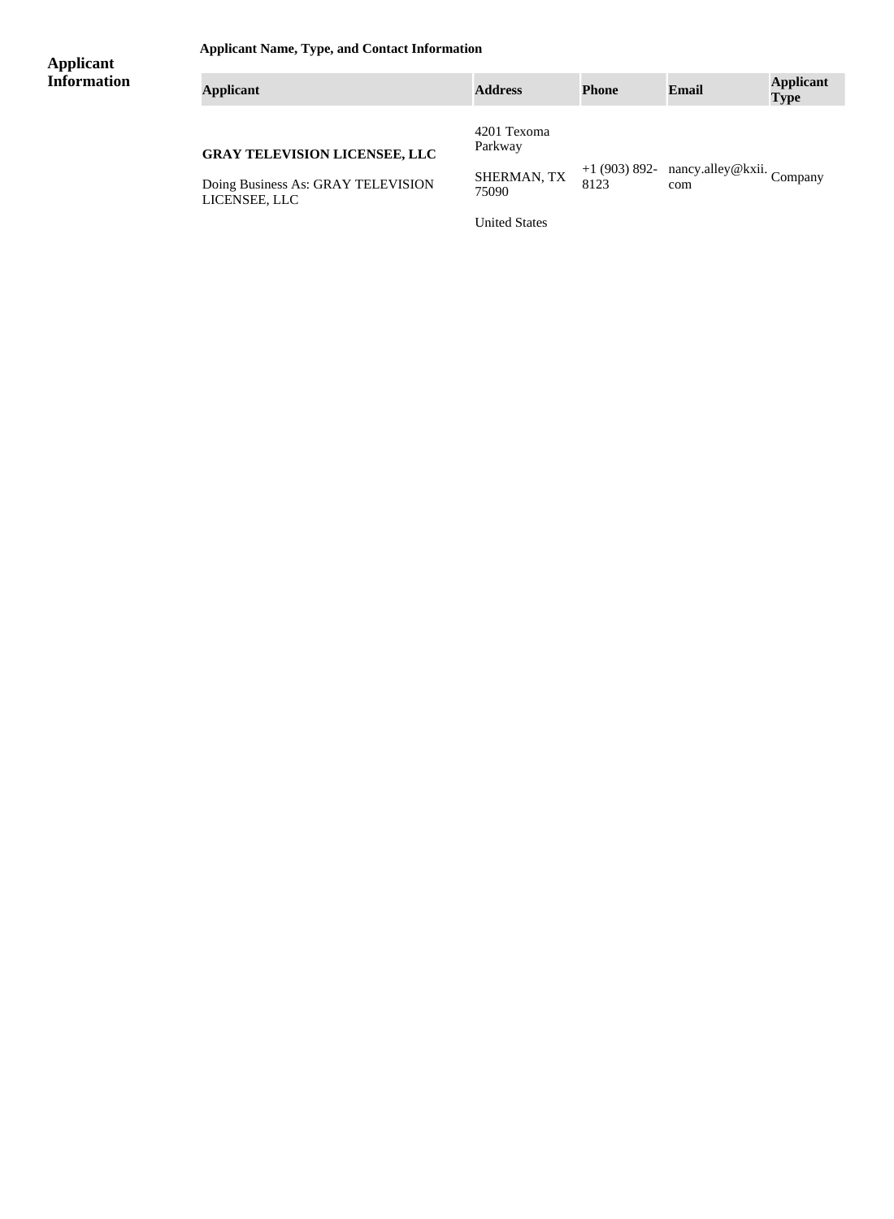## Applicant Information

**Applicant Name, Type, and Contact Information**

| Applicant | Address | Phone | Email | Applicant Type |
|---|---|---|---|---|
| **GRAY TELEVISION LICENSEE, LLC**<br><br>Doing Business As: GRAY TELEVISION LICENSEE, LLC | 4201 Texoma Parkway<br><br>SHERMAN, TX 75090<br><br>United States | +1 (903) 892-8123 | nancy.alley@kxii.com | Company |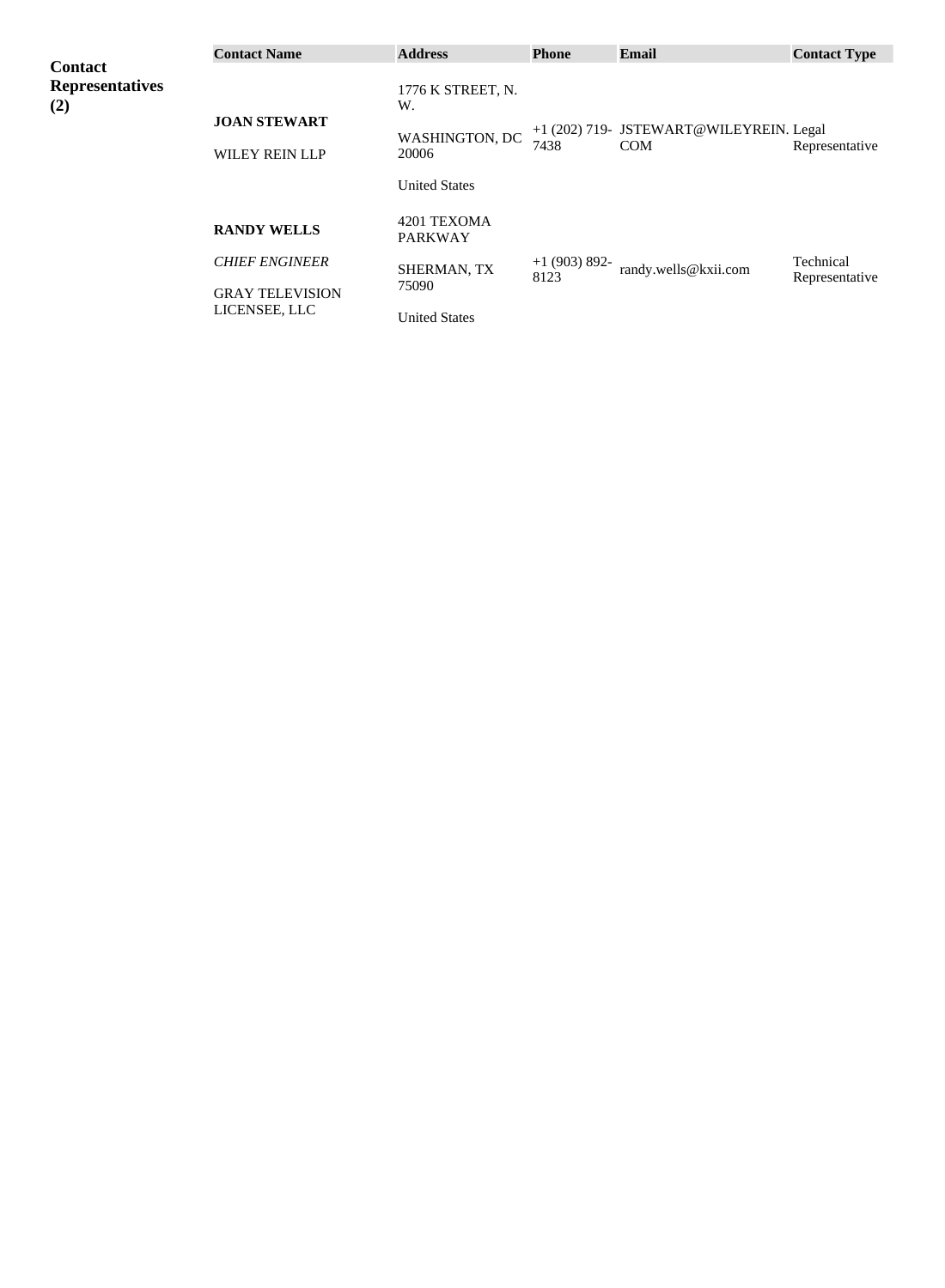**Contact Representatives (2)**

| Contact Name | Address | Phone | Email | Contact Type |
|---|---|---|---|---|
| **JOAN STEWART**<br><br>WILEY REIN LLP | 1776 K STREET, N. W.<br><br>WASHINGTON, DC 20006<br><br>United States | +1 (202) 719-7438 | JSTEWART@WILEYREIN.COM | Legal Representative |
| **RANDY WELLS**<br><br>*CHIEF ENGINEER*<br><br>GRAY TELEVISION LICENSEE, LLC | 4201 TEXOMA PARKWAY<br><br>SHERMAN, TX 75090<br><br>United States | +1 (903) 892-8123 | randy.wells@kxii.com | Technical Representative |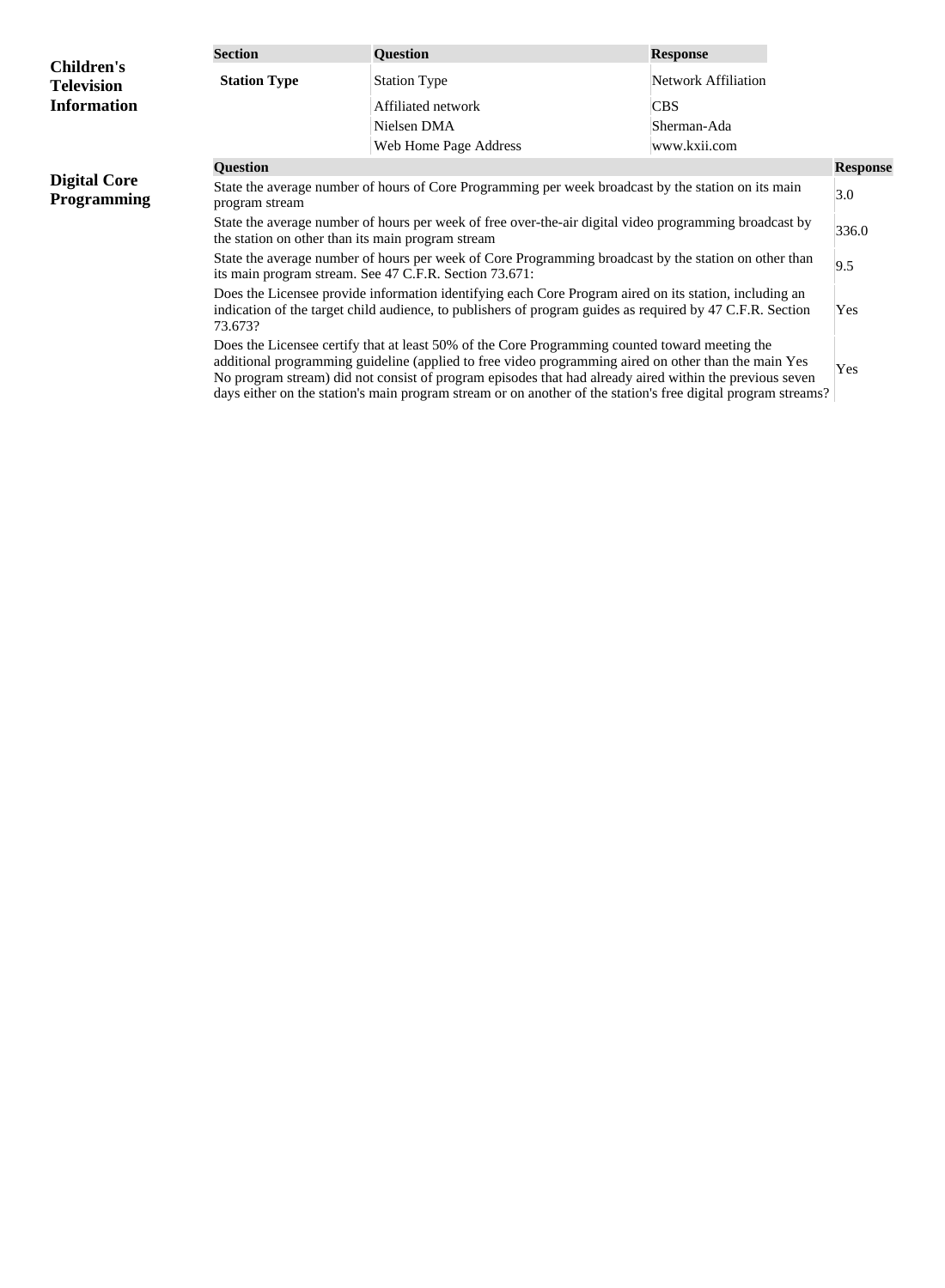## Children's Television Information

| Section | Question | Response |
|---|---|---|
| **Station Type** | Station Type | Network Affiliation |
| | Affiliated network | CBS |
| | Nielsen DMA | Sherman-Ada |
| | Web Home Page Address | www.kxii.com |

## Digital Core Programming

| Question | Response |
|---|---|
| State the average number of hours of Core Programming per week broadcast by the station on its main program stream | 3.0 |
| State the average number of hours per week of free over-the-air digital video programming broadcast by the station on other than its main program stream | 336.0 |
| State the average number of hours per week of Core Programming broadcast by the station on other than its main program stream. See 47 C.F.R. Section 73.671: | 9.5 |
| Does the Licensee provide information identifying each Core Program aired on its station, including an indication of the target child audience, to publishers of program guides as required by 47 C.F.R. Section 73.673? | Yes |
| Does the Licensee certify that at least 50% of the Core Programming counted toward meeting the additional programming guideline (applied to free video programming aired on other than the main Yes No program stream) did not consist of program episodes that had already aired within the previous seven days either on the station's main program stream or on another of the station's free digital program streams? | Yes |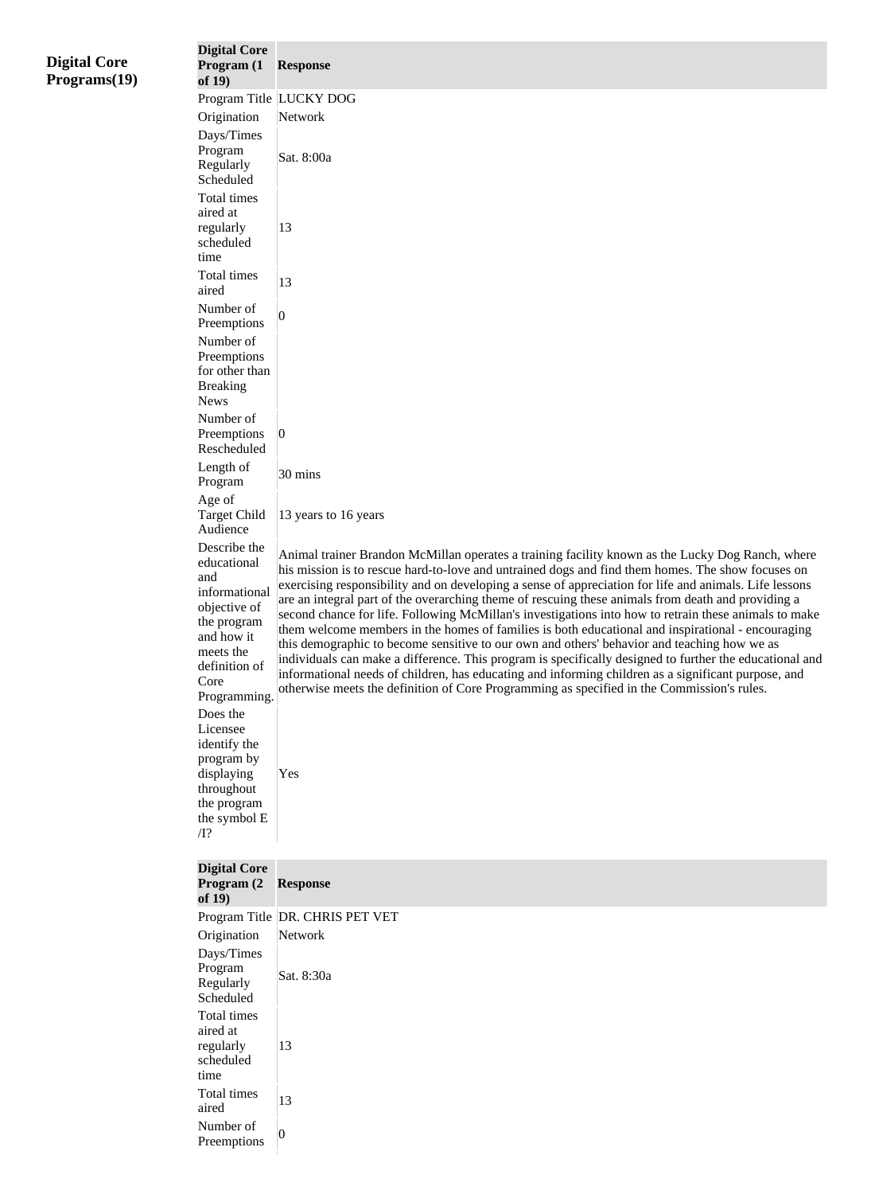**Digital Core Programs(19)**

| Digital Core Program (1 of 19) | Response |
|---|---|
| Program Title | LUCKY DOG |
| Origination | Network |
| Days/Times Program Regularly Scheduled | Sat. 8:00a |
| Total times aired at regularly scheduled time | 13 |
| Total times aired | 13 |
| Number of Preemptions | 0 |
| Number of Preemptions for other than Breaking News | |
| Number of Preemptions Rescheduled | 0 |
| Length of Program | 30 mins |
| Age of Target Child Audience | 13 years to 16 years |
| Describe the educational and informational objective of the program and how it meets the definition of Core Programming. | Animal trainer Brandon McMillan operates a training facility known as the Lucky Dog Ranch, where his mission is to rescue hard-to-love and untrained dogs and find them homes. The show focuses on exercising responsibility and on developing a sense of appreciation for life and animals. Life lessons are an integral part of the overarching theme of rescuing these animals from death and providing a second chance for life. Following McMillan's investigations into how to retrain these animals to make them welcome members in the homes of families is both educational and inspirational - encouraging this demographic to become sensitive to our own and others' behavior and teaching how we as individuals can make a difference. This program is specifically designed to further the educational and informational needs of children, has educating and informing children as a significant purpose, and otherwise meets the definition of Core Programming as specified in the Commission's rules. |
| Does the Licensee identify the program by displaying throughout the program the symbol E/I? | Yes |

| Digital Core Program (2 of 19) | Response |
|---|---|
| Program Title | DR. CHRIS PET VET |
| Origination | Network |
| Days/Times Program Regularly Scheduled | Sat. 8:30a |
| Total times aired at regularly scheduled time | 13 |
| Total times aired | 13 |
| Number of Preemptions | 0 |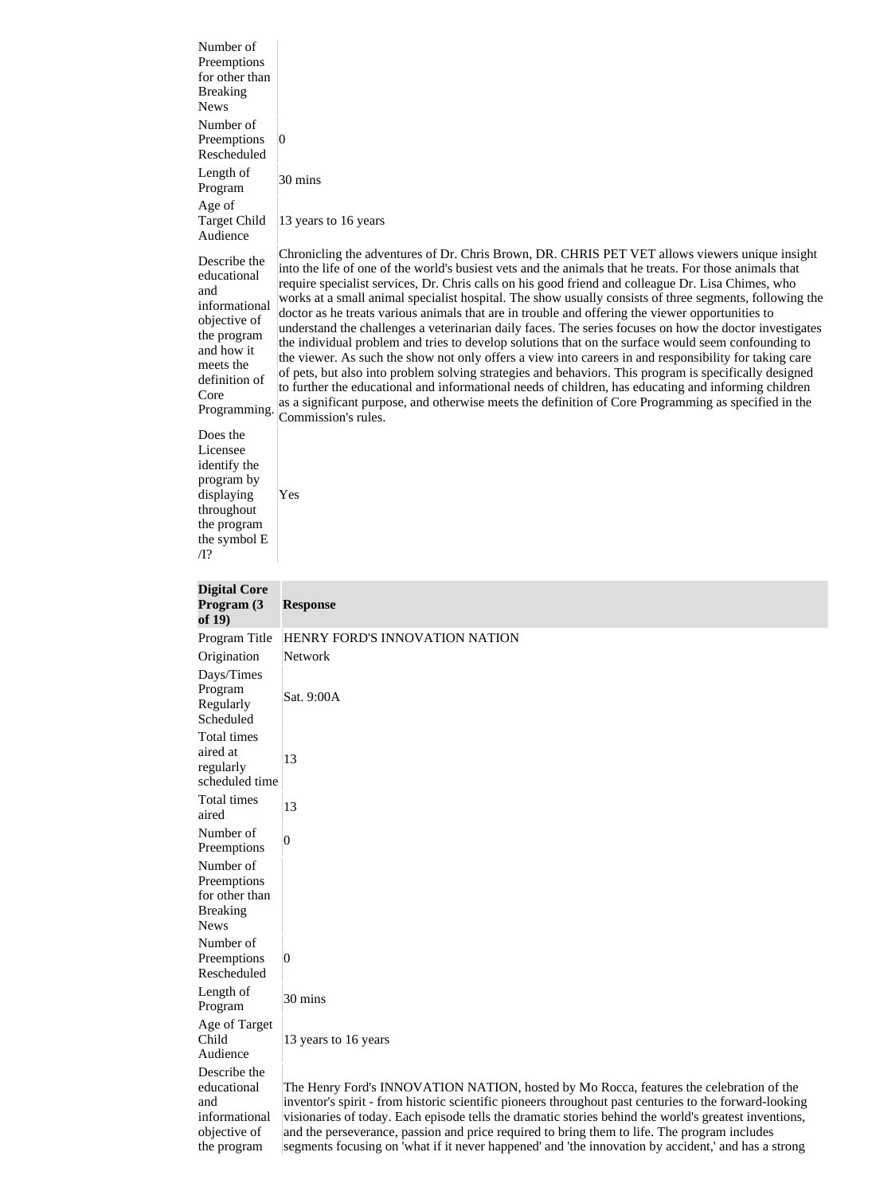| | |
|---|---|
| Number of Preemptions for other than Breaking News | |
| Number of Preemptions Rescheduled | 0 |
| Length of Program | 30 mins |
| Age of Target Child Audience | 13 years to 16 years |
| Describe the educational and informational objective of the program and how it meets the definition of Core Programming. | Chronicling the adventures of Dr. Chris Brown, DR. CHRIS PET VET allows viewers unique insight into the life of one of the world's busiest vets and the animals that he treats. For those animals that require specialist services, Dr. Chris calls on his good friend and colleague Dr. Lisa Chimes, who works at a small animal specialist hospital. The show usually consists of three segments, following the doctor as he treats various animals that are in trouble and offering the viewer opportunities to understand the challenges a veterinarian daily faces. The series focuses on how the doctor investigates the individual problem and tries to develop solutions that on the surface would seem confounding to the viewer. As such the show not only offers a view into careers in and responsibility for taking care of pets, but also into problem solving strategies and behaviors. This program is specifically designed to further the educational and informational needs of children, has educating and informing children as a significant purpose, and otherwise meets the definition of Core Programming as specified in the Commission's rules. |
| Does the Licensee identify the program by displaying throughout the program the symbol E/I? | Yes |

| **Digital Core Program (3 of 19)** | **Response** |
|---|---|
| Program Title | HENRY FORD'S INNOVATION NATION |
| Origination | Network |
| Days/Times Program Regularly Scheduled | Sat. 9:00A |
| Total times aired at regularly scheduled time | 13 |
| Total times aired | 13 |
| Number of Preemptions | 0 |
| Number of Preemptions for other than Breaking News | |
| Number of Preemptions Rescheduled | 0 |
| Length of Program | 30 mins |
| Age of Target Child Audience | 13 years to 16 years |
| Describe the educational and informational objective of the program | The Henry Ford's INNOVATION NATION, hosted by Mo Rocca, features the celebration of the inventor's spirit - from historic scientific pioneers throughout past centuries to the forward-looking visionaries of today. Each episode tells the dramatic stories behind the world's greatest inventions, and the perseverance, passion and price required to bring them to life. The program includes segments focusing on 'what if it never happened' and 'the innovation by accident,' and has a strong |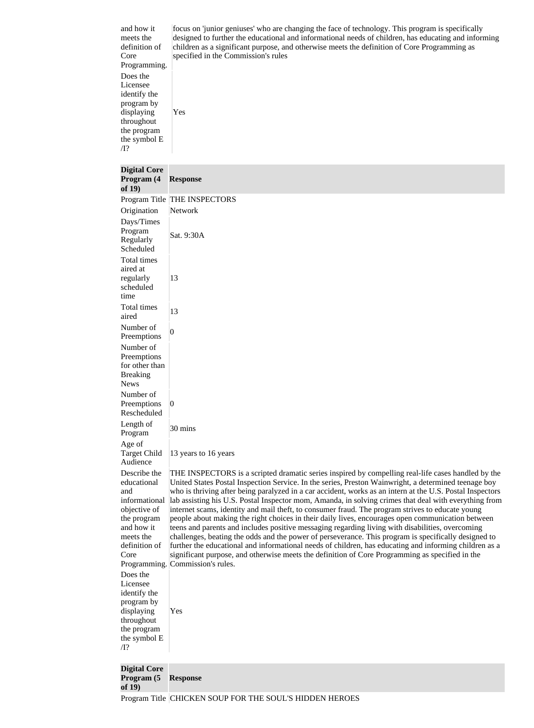| | |
|---|---|
| and how it meets the definition of Core Programming. | focus on 'junior geniuses' who are changing the face of technology. This program is specifically designed to further the educational and informational needs of children, has educating and informing children as a significant purpose, and otherwise meets the definition of Core Programming as specified in the Commission's rules |
| Does the Licensee identify the program by displaying throughout the program the symbol E /I? | Yes |

| Digital Core Program (4 of 19) | Response |
|---|---|
| Program Title | THE INSPECTORS |
| Origination | Network |
| Days/Times Program Regularly Scheduled | Sat. 9:30A |
| Total times aired at regularly scheduled time | 13 |
| Total times aired | 13 |
| Number of Preemptions | 0 |
| Number of Preemptions for other than Breaking News | |
| Number of Preemptions Rescheduled | 0 |
| Length of Program | 30 mins |
| Age of Target Child Audience | 13 years to 16 years |
| Describe the educational and informational objective of the program and how it meets the definition of Core Programming. | THE INSPECTORS is a scripted dramatic series inspired by compelling real-life cases handled by the United States Postal Inspection Service. In the series, Preston Wainwright, a determined teenage boy who is thriving after being paralyzed in a car accident, works as an intern at the U.S. Postal Inspectors lab assisting his U.S. Postal Inspector mom, Amanda, in solving crimes that deal with everything from internet scams, identity and mail theft, to consumer fraud. The program strives to educate young people about making the right choices in their daily lives, encourages open communication between teens and parents and includes positive messaging regarding living with disabilities, overcoming challenges, beating the odds and the power of perseverance. This program is specifically designed to further the educational and informational needs of children, has educating and informing children as a significant purpose, and otherwise meets the definition of Core Programming as specified in the Commission's rules. |
| Does the Licensee identify the program by displaying throughout the program the symbol E /I? | Yes |

| Digital Core Program (5 of 19) | Response |
|---|---|
| Program Title | CHICKEN SOUP FOR THE SOUL'S HIDDEN HEROES |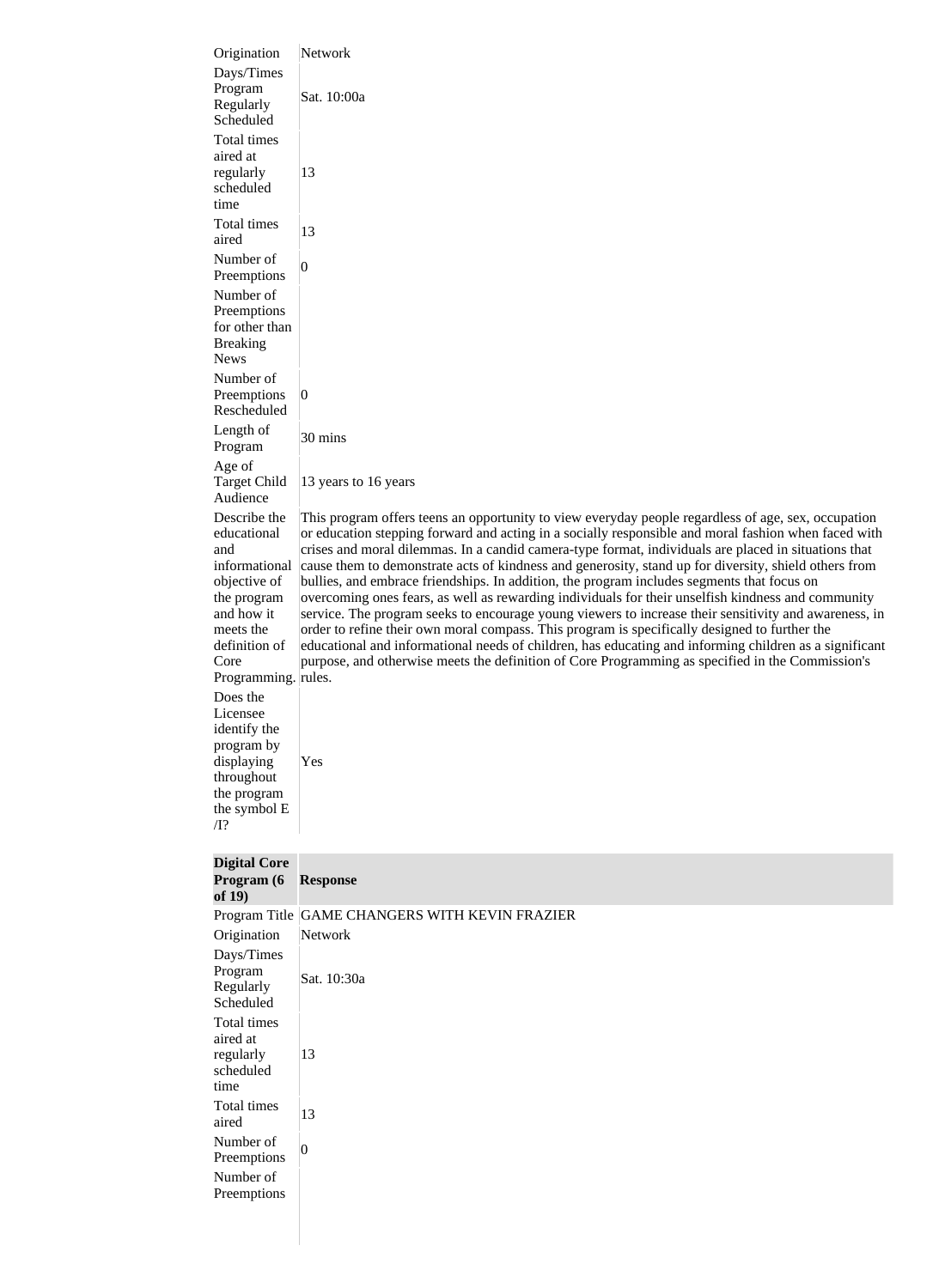| | |
|---|---|
| Origination | Network |
| Days/Times Program Regularly Scheduled | Sat. 10:00a |
| Total times aired at regularly scheduled time | 13 |
| Total times aired | 13 |
| Number of Preemptions | 0 |
| Number of Preemptions for other than Breaking News | |
| Number of Preemptions Rescheduled | 0 |
| Length of Program | 30 mins |
| Age of Target Child Audience | 13 years to 16 years |
| Describe the educational and informational objective of the program and how it meets the definition of Core Programming. | This program offers teens an opportunity to view everyday people regardless of age, sex, occupation or education stepping forward and acting in a socially responsible and moral fashion when faced with crises and moral dilemmas. In a candid camera-type format, individuals are placed in situations that cause them to demonstrate acts of kindness and generosity, stand up for diversity, shield others from bullies, and embrace friendships. In addition, the program includes segments that focus on overcoming ones fears, as well as rewarding individuals for their unselfish kindness and community service. The program seeks to encourage young viewers to increase their sensitivity and awareness, in order to refine their own moral compass. This program is specifically designed to further the educational and informational needs of children, has educating and informing children as a significant purpose, and otherwise meets the definition of Core Programming as specified in the Commission's rules. |
| Does the Licensee identify the program by displaying throughout the program the symbol E /I? | Yes |

| **Digital Core Program (6 of 19)** | **Response** |
|---|---|
| Program Title | GAME CHANGERS WITH KEVIN FRAZIER |
| Origination | Network |
| Days/Times Program Regularly Scheduled | Sat. 10:30a |
| Total times aired at regularly scheduled time | 13 |
| Total times aired | 13 |
| Number of Preemptions | 0 |
| Number of Preemptions | |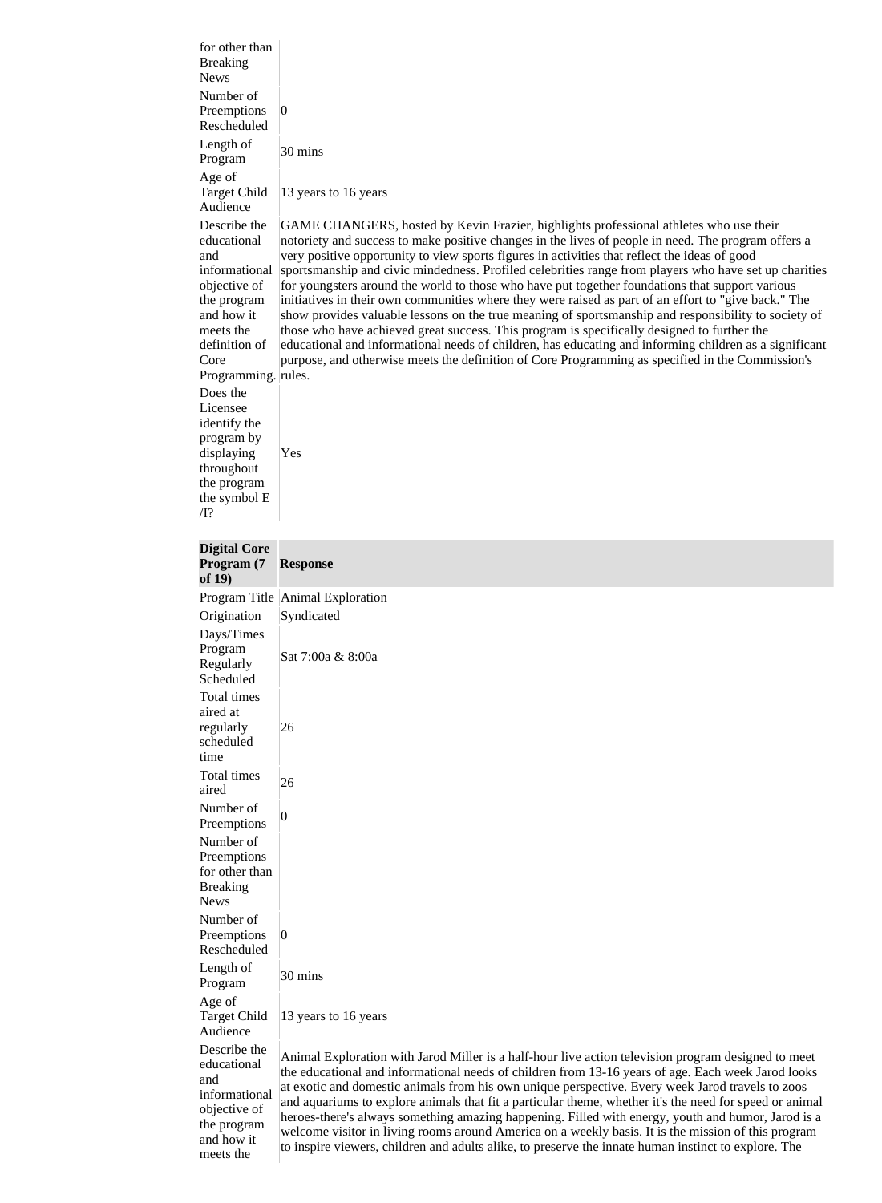| | |
|---|---|
| for other than Breaking News | |
| Number of Preemptions Rescheduled | 0 |
| Length of Program | 30 mins |
| Age of Target Child Audience | 13 years to 16 years |
| Describe the educational and informational objective of the program and how it meets the definition of Core Programming. | GAME CHANGERS, hosted by Kevin Frazier, highlights professional athletes who use their notoriety and success to make positive changes in the lives of people in need. The program offers a very positive opportunity to view sports figures in activities that reflect the ideas of good sportsmanship and civic mindedness. Profiled celebrities range from players who have set up charities for youngsters around the world to those who have put together foundations that support various initiatives in their own communities where they were raised as part of an effort to "give back." The show provides valuable lessons on the true meaning of sportsmanship and responsibility to society of those who have achieved great success. This program is specifically designed to further the educational and informational needs of children, has educating and informing children as a significant purpose, and otherwise meets the definition of Core Programming as specified in the Commission's rules. |
| Does the Licensee identify the program by displaying throughout the program the symbol E /I? | Yes |

| **Digital Core Program (7 of 19)** | **Response** |
|---|---|
| Program Title | Animal Exploration |
| Origination | Syndicated |
| Days/Times Program Regularly Scheduled | Sat 7:00a & 8:00a |
| Total times aired at regularly scheduled time | 26 |
| Total times aired | 26 |
| Number of Preemptions | 0 |
| Number of Preemptions for other than Breaking News | |
| Number of Preemptions Rescheduled | 0 |
| Length of Program | 30 mins |
| Age of Target Child Audience | 13 years to 16 years |
| Describe the educational and informational objective of the program and how it meets the | Animal Exploration with Jarod Miller is a half-hour live action television program designed to meet the educational and informational needs of children from 13-16 years of age. Each week Jarod looks at exotic and domestic animals from his own unique perspective. Every week Jarod travels to zoos and aquariums to explore animals that fit a particular theme, whether it's the need for speed or animal heroes-there's always something amazing happening. Filled with energy, youth and humor, Jarod is a welcome visitor in living rooms around America on a weekly basis. It is the mission of this program to inspire viewers, children and adults alike, to preserve the innate human instinct to explore. The |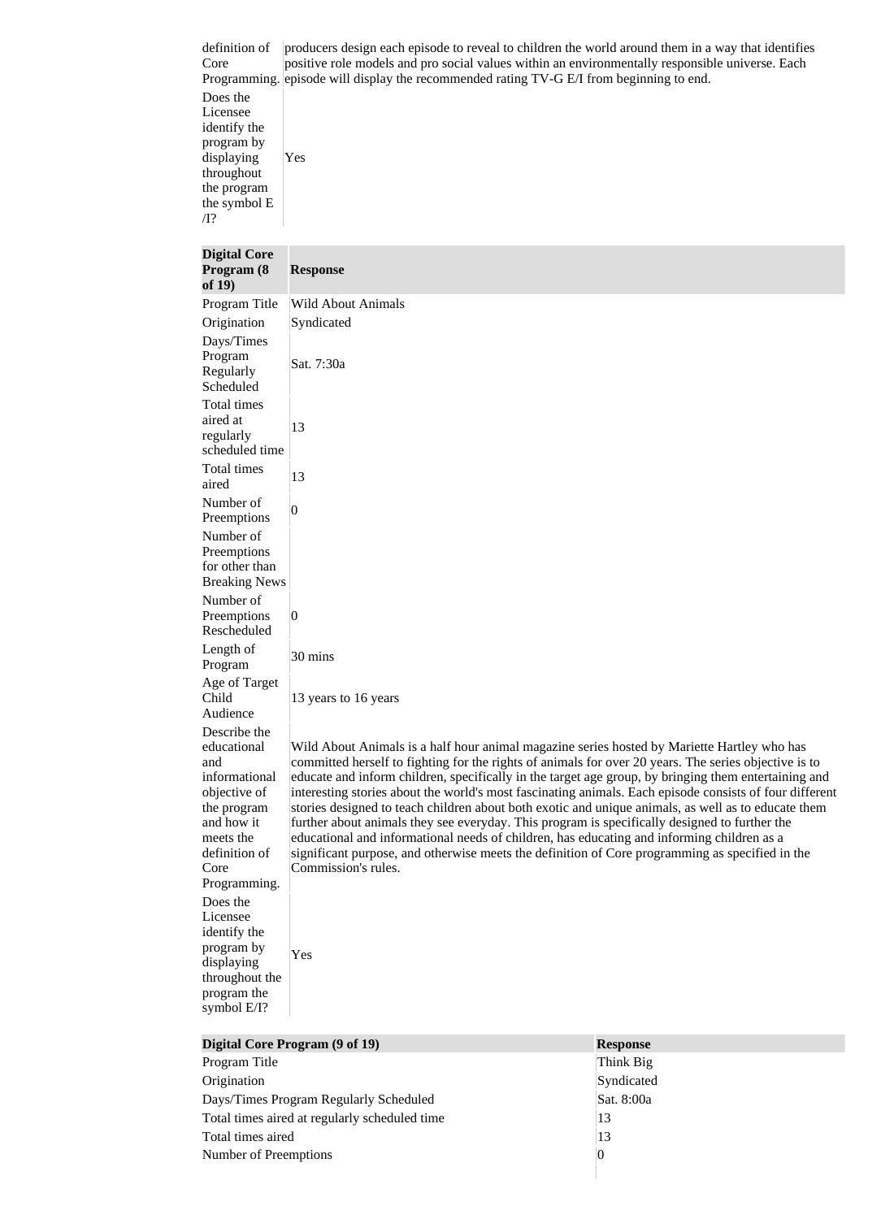| | |
|---|---|
| definition of Core Programming. | producers design each episode to reveal to children the world around them in a way that identifies positive role models and pro social values within an environmentally responsible universe. Each episode will display the recommended rating TV-G E/I from beginning to end. |
| Does the Licensee identify the program by displaying throughout the program the symbol E /I? | Yes |

| **Digital Core Program (8 of 19)** | **Response** |
|---|---|
| Program Title | Wild About Animals |
| Origination | Syndicated |
| Days/Times Program Regularly Scheduled | Sat. 7:30a |
| Total times aired at regularly scheduled time | 13 |
| Total times aired | 13 |
| Number of Preemptions | 0 |
| Number of Preemptions for other than Breaking News | |
| Number of Preemptions Rescheduled | 0 |
| Length of Program | 30 mins |
| Age of Target Child Audience | 13 years to 16 years |
| Describe the educational and informational objective of the program and how it meets the definition of Core Programming. | Wild About Animals is a half hour animal magazine series hosted by Mariette Hartley who has committed herself to fighting for the rights of animals for over 20 years. The series objective is to educate and inform children, specifically in the target age group, by bringing them entertaining and interesting stories about the world's most fascinating animals. Each episode consists of four different stories designed to teach children about both exotic and unique animals, as well as to educate them further about animals they see everyday. This program is specifically designed to further the educational and informational needs of children, has educating and informing children as a significant purpose, and otherwise meets the definition of Core programming as specified in the Commission's rules. |
| Does the Licensee identify the program by displaying throughout the program the symbol E/I? | Yes |

| **Digital Core Program (9 of 19)** | **Response** |
|---|---|
| Program Title | Think Big |
| Origination | Syndicated |
| Days/Times Program Regularly Scheduled | Sat. 8:00a |
| Total times aired at regularly scheduled time | 13 |
| Total times aired | 13 |
| Number of Preemptions | 0 |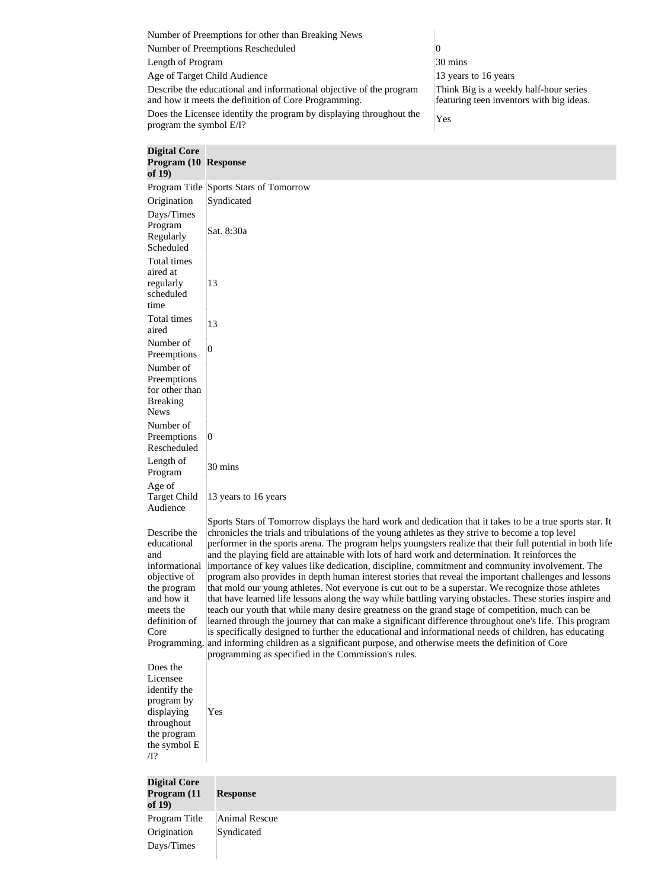| | |
|---|---|
| Number of Preemptions for other than Breaking News | |
| Number of Preemptions Rescheduled | 0 |
| Length of Program | 30 mins |
| Age of Target Child Audience | 13 years to 16 years |
| Describe the educational and informational objective of the program and how it meets the definition of Core Programming. | Think Big is a weekly half-hour series featuring teen inventors with big ideas. |
| Does the Licensee identify the program by displaying throughout the program the symbol E/I? | Yes |

| Digital Core Program (10 of 19) | Response |
|---|---|
| Program Title | Sports Stars of Tomorrow |
| Origination | Syndicated |
| Days/Times Program Regularly Scheduled | Sat. 8:30a |
| Total times aired at regularly scheduled time | 13 |
| Total times aired | 13 |
| Number of Preemptions | 0 |
| Number of Preemptions for other than Breaking News | |
| Number of Preemptions Rescheduled | 0 |
| Length of Program | 30 mins |
| Age of Target Child Audience | 13 years to 16 years |
| Describe the educational and informational objective of the program and how it meets the definition of Core Programming. | Sports Stars of Tomorrow displays the hard work and dedication that it takes to be a true sports star. It chronicles the trials and tribulations of the young athletes as they strive to become a top level performer in the sports arena. The program helps youngsters realize that their full potential in both life and the playing field are attainable with lots of hard work and determination. It reinforces the importance of key values like dedication, discipline, commitment and community involvement. The program also provides in depth human interest stories that reveal the important challenges and lessons that mold our young athletes. Not everyone is cut out to be a superstar. We recognize those athletes that have learned life lessons along the way while battling varying obstacles. These stories inspire and teach our youth that while many desire greatness on the grand stage of competition, much can be learned through the journey that can make a significant difference throughout one's life. This program is specifically designed to further the educational and informational needs of children, has educating and informing children as a significant purpose, and otherwise meets the definition of Core programming as specified in the Commission's rules. |
| Does the Licensee identify the program by displaying throughout the program the symbol E/I? | Yes |

| Digital Core Program (11 of 19) | Response |
|---|---|
| Program Title | Animal Rescue |
| Origination | Syndicated |
| Days/Times | |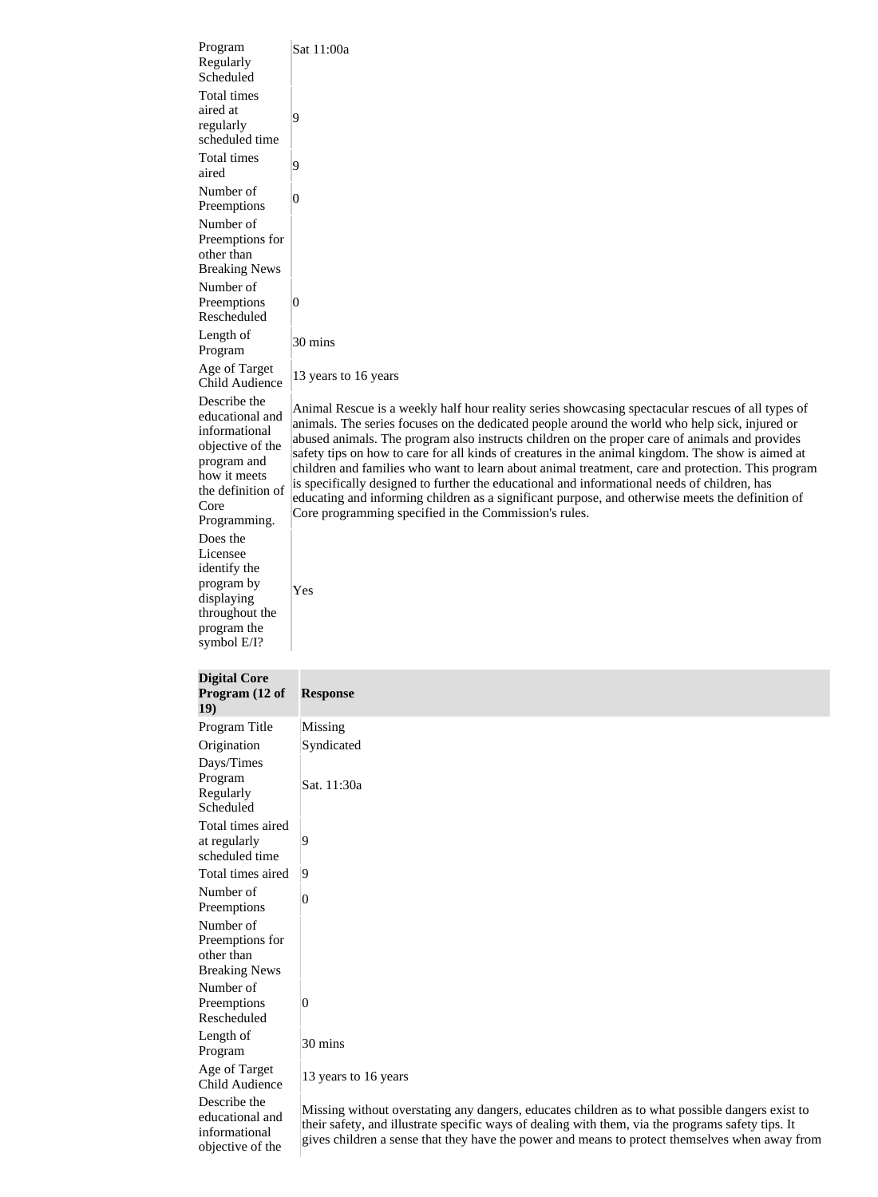| | |
|---|---|
| Program Regularly Scheduled | Sat 11:00a |
| Total times aired at regularly scheduled time | 9 |
| Total times aired | 9 |
| Number of Preemptions | 0 |
| Number of Preemptions for other than Breaking News | |
| Number of Preemptions Rescheduled | 0 |
| Length of Program | 30 mins |
| Age of Target Child Audience | 13 years to 16 years |
| Describe the educational and informational objective of the program and how it meets the definition of Core Programming. | Animal Rescue is a weekly half hour reality series showcasing spectacular rescues of all types of animals. The series focuses on the dedicated people around the world who help sick, injured or abused animals. The program also instructs children on the proper care of animals and provides safety tips on how to care for all kinds of creatures in the animal kingdom. The show is aimed at children and families who want to learn about animal treatment, care and protection. This program is specifically designed to further the educational and informational needs of children, has educating and informing children as a significant purpose, and otherwise meets the definition of Core programming specified in the Commission's rules. |
| Does the Licensee identify the program by displaying throughout the program the symbol E/I? | Yes |

| **Digital Core Program (12 of 19)** | **Response** |
|---|---|
| Program Title | Missing |
| Origination | Syndicated |
| Days/Times Program Regularly Scheduled | Sat. 11:30a |
| Total times aired at regularly scheduled time | 9 |
| Total times aired | 9 |
| Number of Preemptions | 0 |
| Number of Preemptions for other than Breaking News | |
| Number of Preemptions Rescheduled | 0 |
| Length of Program | 30 mins |
| Age of Target Child Audience | 13 years to 16 years |
| Describe the educational and informational objective of the | Missing without overstating any dangers, educates children as to what possible dangers exist to their safety, and illustrate specific ways of dealing with them, via the programs safety tips. It gives children a sense that they have the power and means to protect themselves when away from |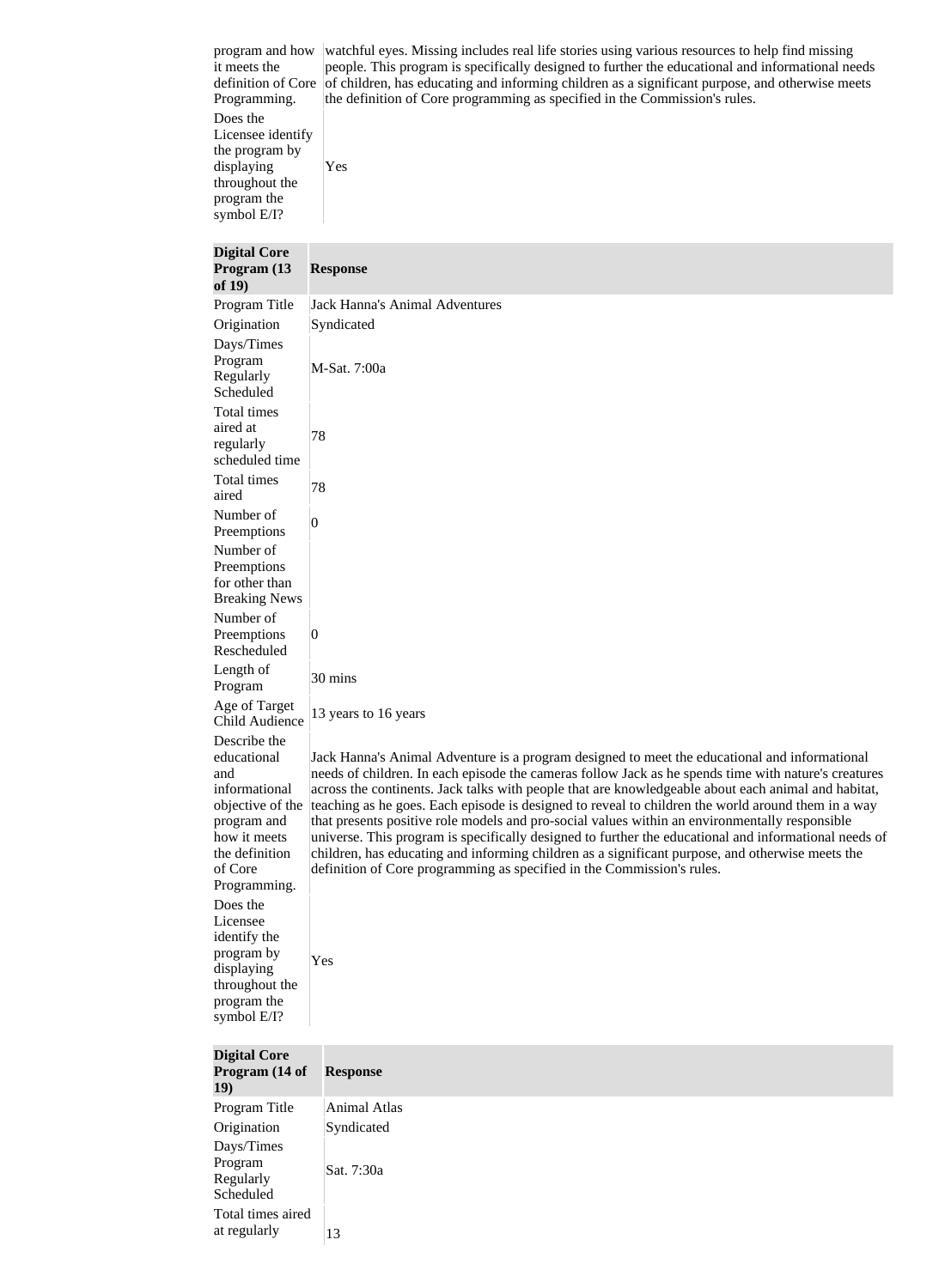| | |
|---|---|
| program and how it meets the definition of Core Programming. | watchful eyes. Missing includes real life stories using various resources to help find missing people. This program is specifically designed to further the educational and informational needs of children, has educating and informing children as a significant purpose, and otherwise meets the definition of Core programming as specified in the Commission's rules. |
| Does the Licensee identify the program by displaying throughout the program the symbol E/I? | Yes |

| Digital Core Program (13 of 19) | Response |
|---|---|
| Program Title | Jack Hanna's Animal Adventures |
| Origination | Syndicated |
| Days/Times Program Regularly Scheduled | M-Sat. 7:00a |
| Total times aired at regularly scheduled time | 78 |
| Total times aired | 78 |
| Number of Preemptions | 0 |
| Number of Preemptions for other than Breaking News | |
| Number of Preemptions Rescheduled | 0 |
| Length of Program | 30 mins |
| Age of Target Child Audience | 13 years to 16 years |
| Describe the educational and informational objective of the program and how it meets the definition of Core Programming. | Jack Hanna's Animal Adventure is a program designed to meet the educational and informational needs of children. In each episode the cameras follow Jack as he spends time with nature's creatures across the continents. Jack talks with people that are knowledgeable about each animal and habitat, teaching as he goes. Each episode is designed to reveal to children the world around them in a way that presents positive role models and pro-social values within an environmentally responsible universe. This program is specifically designed to further the educational and informational needs of children, has educating and informing children as a significant purpose, and otherwise meets the definition of Core programming as specified in the Commission's rules. |
| Does the Licensee identify the program by displaying throughout the program the symbol E/I? | Yes |

| Digital Core Program (14 of 19) | Response |
|---|---|
| Program Title | Animal Atlas |
| Origination | Syndicated |
| Days/Times Program Regularly Scheduled | Sat. 7:30a |
| Total times aired at regularly | 13 |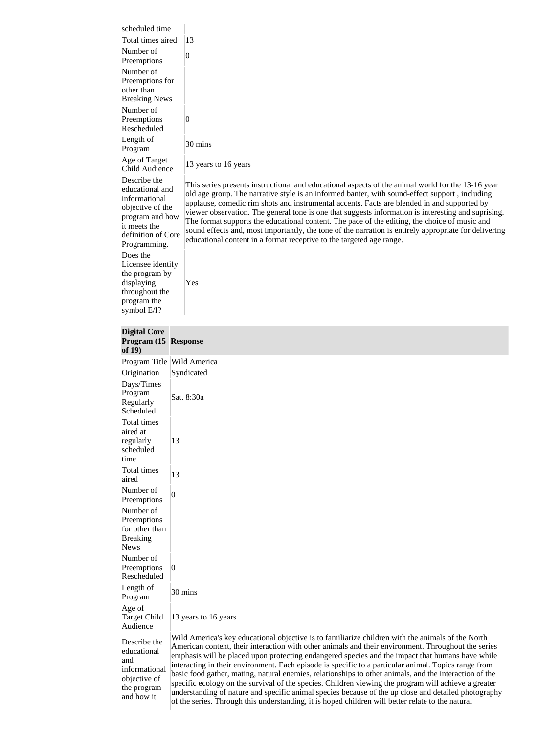| | |
|---|---|
| scheduled time | |
| Total times aired | 13 |
| Number of Preemptions | 0 |
| Number of Preemptions for other than Breaking News | |
| Number of Preemptions Rescheduled | 0 |
| Length of Program | 30 mins |
| Age of Target Child Audience | 13 years to 16 years |
| Describe the educational and informational objective of the program and how it meets the definition of Core Programming. | This series presents instructional and educational aspects of the animal world for the 13-16 year old age group. The narrative style is an informed banter, with sound-effect support , including applause, comedic rim shots and instrumental accents. Facts are blended in and supported by viewer observation. The general tone is one that suggests information is interesting and suprising. The format supports the educational content. The pace of the editing, the choice of music and sound effects and, most importantly, the tone of the narration is entirely appropriate for delivering educational content in a format receptive to the targeted age range. |
| Does the Licensee identify the program by displaying throughout the program the symbol E/I? | Yes |

| **Digital Core Program (15 of 19)** | **Response** |
|---|---|
| Program Title | Wild America |
| Origination | Syndicated |
| Days/Times Program Regularly Scheduled | Sat. 8:30a |
| Total times aired at regularly scheduled time | 13 |
| Total times aired | 13 |
| Number of Preemptions | 0 |
| Number of Preemptions for other than Breaking News | |
| Number of Preemptions Rescheduled | 0 |
| Length of Program | 30 mins |
| Age of Target Child Audience | 13 years to 16 years |
| Describe the educational and informational objective of the program and how it | Wild America's key educational objective is to familiarize children with the animals of the North American content, their interaction with other animals and their environment. Throughout the series emphasis will be placed upon protecting endangered species and the impact that humans have while interacting in their environment. Each episode is specific to a particular animal. Topics range from basic food gather, mating, natural enemies, relationships to other animals, and the interaction of the specific ecology on the survival of the species. Children viewing the program will achieve a greater understanding of nature and specific animal species because of the up close and detailed photography of the series. Through this understanding, it is hoped children will better relate to the natural |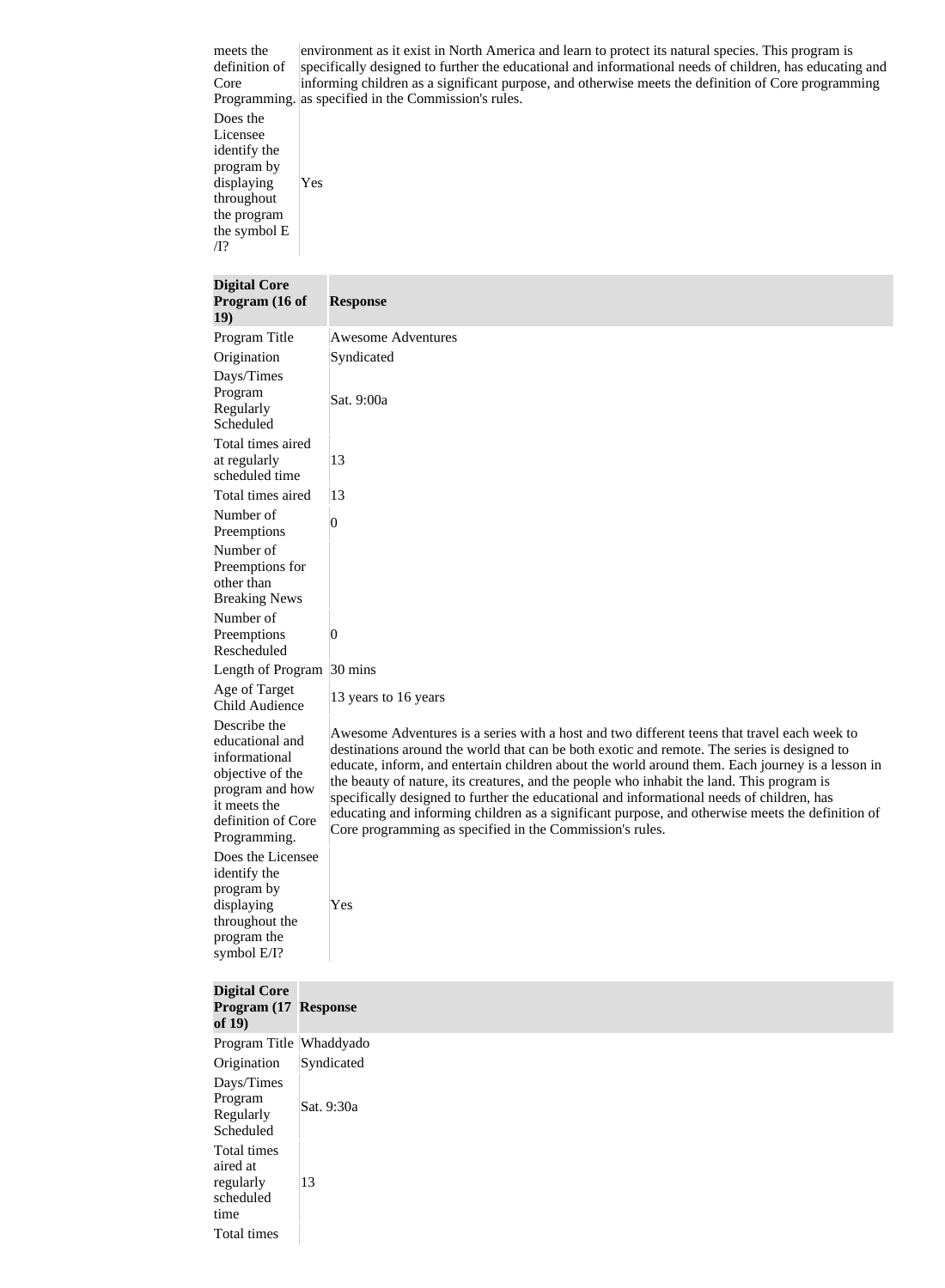| | |
|---|---|
| meets the definition of Core Programming. | environment as it exist in North America and learn to protect its natural species. This program is specifically designed to further the educational and informational needs of children, has educating and informing children as a significant purpose, and otherwise meets the definition of Core programming as specified in the Commission's rules. |
| Does the Licensee identify the program by displaying throughout the program the symbol E /I? | Yes |

| Digital Core Program (16 of 19) | Response |
|---|---|
| Program Title | Awesome Adventures |
| Origination | Syndicated |
| Days/Times Program Regularly Scheduled | Sat. 9:00a |
| Total times aired at regularly scheduled time | 13 |
| Total times aired | 13 |
| Number of Preemptions | 0 |
| Number of Preemptions for other than Breaking News | |
| Number of Preemptions Rescheduled | 0 |
| Length of Program | 30 mins |
| Age of Target Child Audience | 13 years to 16 years |
| Describe the educational and informational objective of the program and how it meets the definition of Core Programming. | Awesome Adventures is a series with a host and two different teens that travel each week to destinations around the world that can be both exotic and remote. The series is designed to educate, inform, and entertain children about the world around them. Each journey is a lesson in the beauty of nature, its creatures, and the people who inhabit the land. This program is specifically designed to further the educational and informational needs of children, has educating and informing children as a significant purpose, and otherwise meets the definition of Core programming as specified in the Commission's rules. |
| Does the Licensee identify the program by displaying throughout the program the symbol E/I? | Yes |

| Digital Core Program (17 of 19) | Response |
|---|---|
| Program Title | Whaddyado |
| Origination | Syndicated |
| Days/Times Program Regularly Scheduled | Sat. 9:30a |
| Total times aired at regularly scheduled time | 13 |
| Total times | |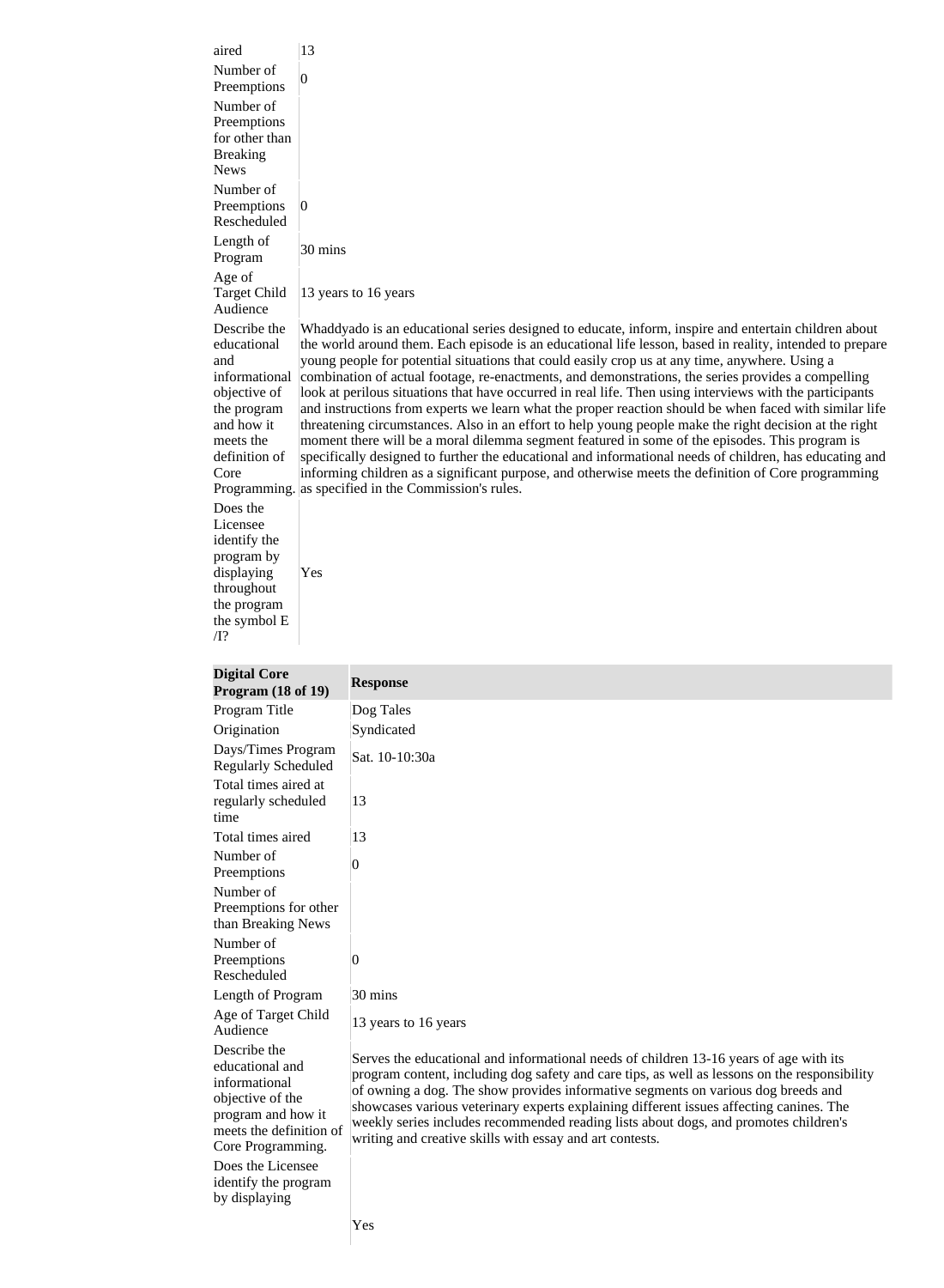| | |
|---|---|
| aired | 13 |
| Number of Preemptions | 0 |
| Number of Preemptions for other than Breaking News | |
| Number of Preemptions Rescheduled | 0 |
| Length of Program | 30 mins |
| Age of Target Child Audience | 13 years to 16 years |
| Describe the educational and informational objective of the program and how it meets the definition of Core Programming. | Whaddyado is an educational series designed to educate, inform, inspire and entertain children about the world around them. Each episode is an educational life lesson, based in reality, intended to prepare young people for potential situations that could easily crop us at any time, anywhere. Using a combination of actual footage, re-enactments, and demonstrations, the series provides a compelling look at perilous situations that have occurred in real life. Then using interviews with the participants and instructions from experts we learn what the proper reaction should be when faced with similar life threatening circumstances. Also in an effort to help young people make the right decision at the right moment there will be a moral dilemma segment featured in some of the episodes. This program is specifically designed to further the educational and informational needs of children, has educating and informing children as a significant purpose, and otherwise meets the definition of Core programming as specified in the Commission's rules. |
| Does the Licensee identify the program by displaying throughout the program the symbol E /I? | Yes |

| Digital Core Program (18 of 19) | Response |
|---|---|
| Program Title | Dog Tales |
| Origination | Syndicated |
| Days/Times Program Regularly Scheduled | Sat. 10-10:30a |
| Total times aired at regularly scheduled time | 13 |
| Total times aired | 13 |
| Number of Preemptions | 0 |
| Number of Preemptions for other than Breaking News | |
| Number of Preemptions Rescheduled | 0 |
| Length of Program | 30 mins |
| Age of Target Child Audience | 13 years to 16 years |
| Describe the educational and informational objective of the program and how it meets the definition of Core Programming. | Serves the educational and informational needs of children 13-16 years of age with its program content, including dog safety and care tips, as well as lessons on the responsibility of owning a dog. The show provides informative segments on various dog breeds and showcases various veterinary experts explaining different issues affecting canines. The weekly series includes recommended reading lists about dogs, and promotes children's writing and creative skills with essay and art contests. |
| Does the Licensee identify the program by displaying | Yes |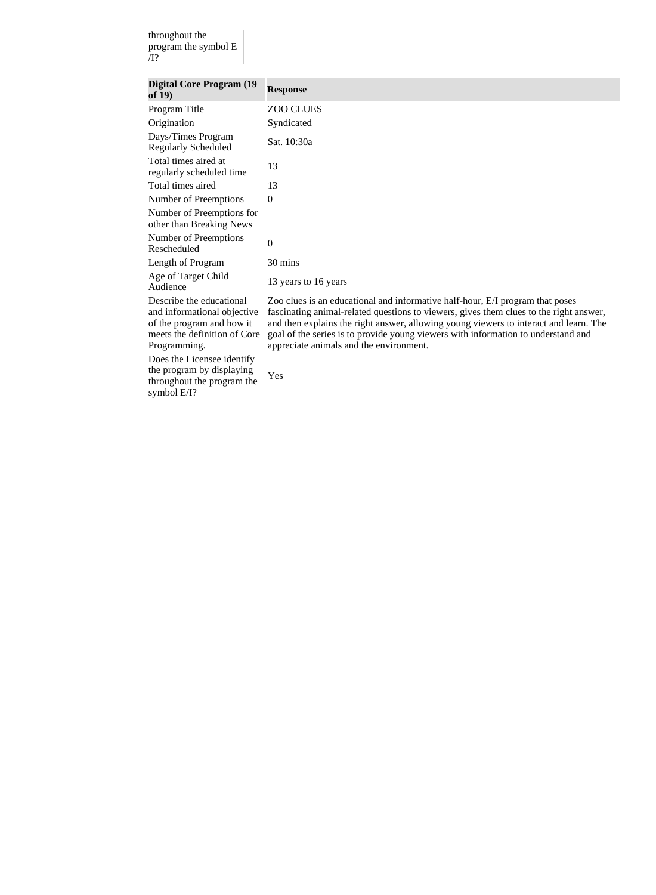| | |
|---|---|
| throughout the program the symbol E/I? | |

| Digital Core Program (19 of 19) | Response |
|---|---|
| Program Title | ZOO CLUES |
| Origination | Syndicated |
| Days/Times Program Regularly Scheduled | Sat. 10:30a |
| Total times aired at regularly scheduled time | 13 |
| Total times aired | 13 |
| Number of Preemptions | 0 |
| Number of Preemptions for other than Breaking News | |
| Number of Preemptions Rescheduled | 0 |
| Length of Program | 30 mins |
| Age of Target Child Audience | 13 years to 16 years |
| Describe the educational and informational objective of the program and how it meets the definition of Core Programming. | Zoo clues is an educational and informative half-hour, E/I program that poses fascinating animal-related questions to viewers, gives them clues to the right answer, and then explains the right answer, allowing young viewers to interact and learn. The goal of the series is to provide young viewers with information to understand and appreciate animals and the environment. |
| Does the Licensee identify the program by displaying throughout the program the symbol E/I? | Yes |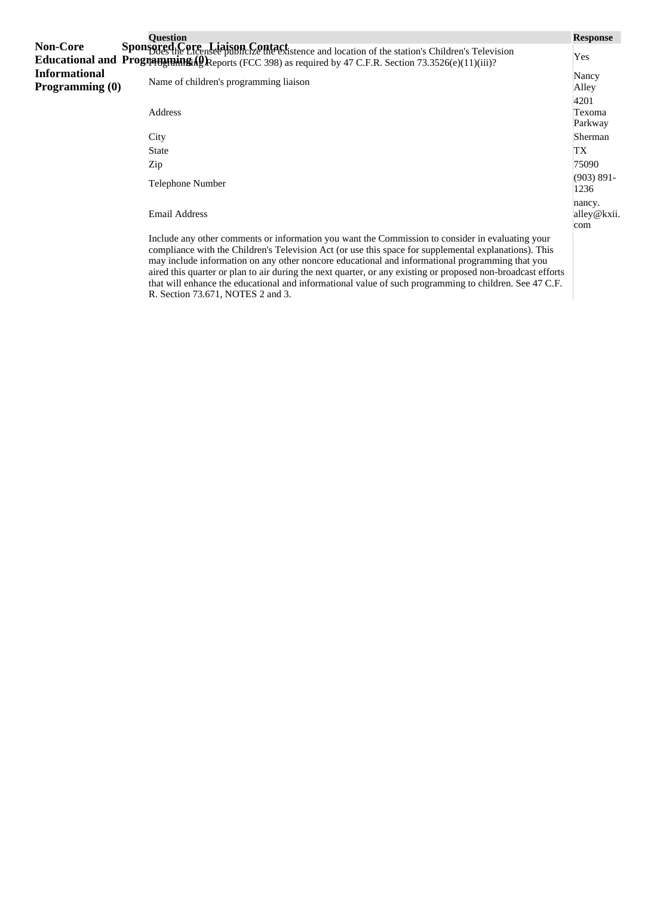**Non-Core Educational and Informational Programming (0)**

**Sponsored Core Programming (0)**

**Liaison Contact**

| Question | Response |
| --- | --- |
| Does the Licensee publicize the existence and location of the station's Children's Television Programming Reports (FCC 398) as required by 47 C.F.R. Section 73.3526(e)(11)(iii)? | Yes |
| Name of children's programming liaison | Nancy Alley |
| Address | 4201 Texoma Parkway |
| City | Sherman |
| State | TX |
| Zip | 75090 |
| Telephone Number | (903) 891-1236 |
| Email Address | nancy.alley@kxii.com |
| Include any other comments or information you want the Commission to consider in evaluating your compliance with the Children's Television Act (or use this space for supplemental explanations). This may include information on any other noncore educational and informational programming that you aired this quarter or plan to air during the next quarter, or any existing or proposed non-broadcast efforts that will enhance the educational and informational value of such programming to children. See 47 C.F.R. Section 73.671, NOTES 2 and 3. | |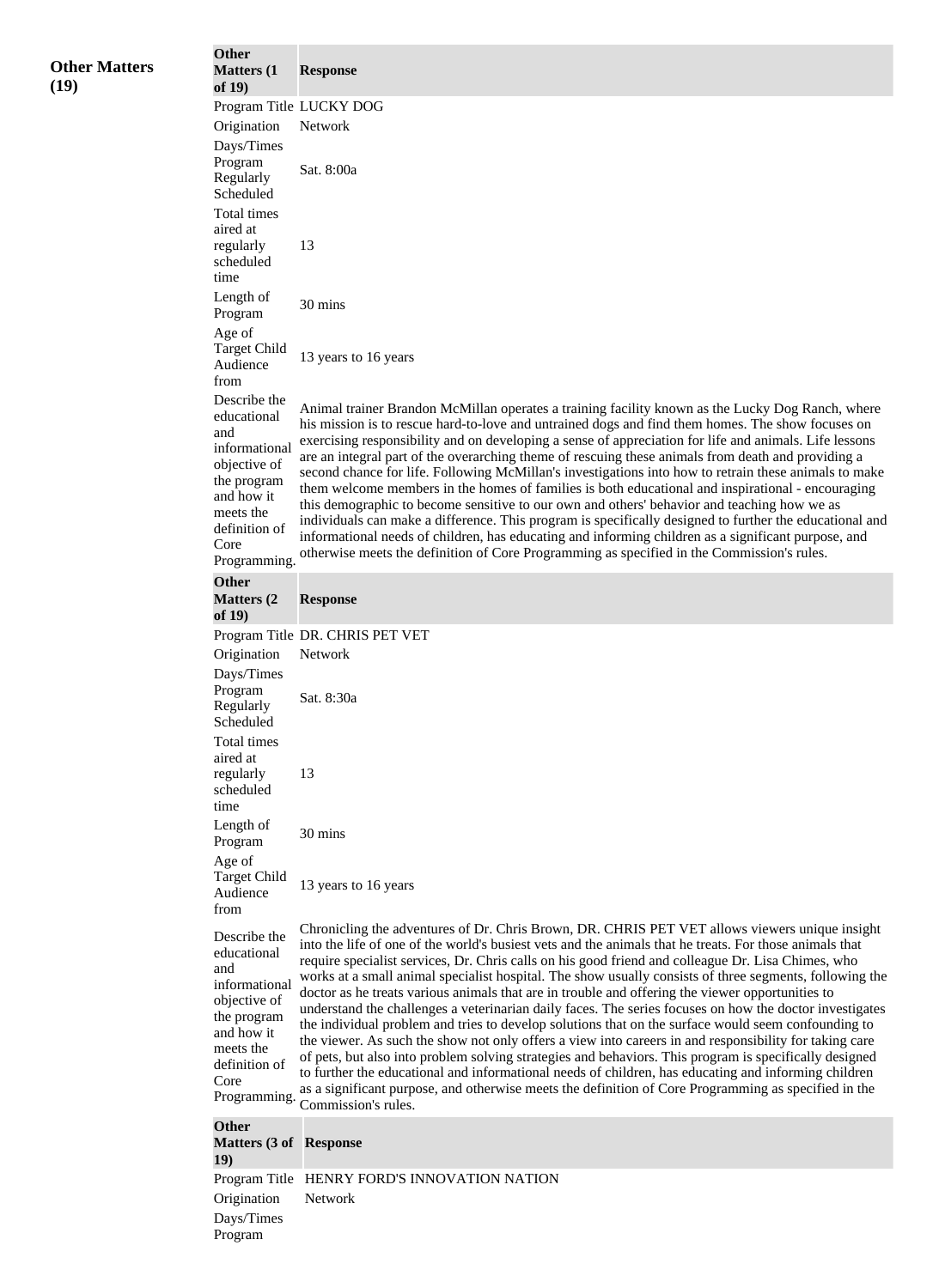**Other Matters (19)**

| Other Matters (1 of 19) | Response |
|---|---|
| Program Title | LUCKY DOG |
| Origination | Network |
| Days/Times Program Regularly Scheduled | Sat. 8:00a |
| Total times aired at regularly scheduled time | 13 |
| Length of Program | 30 mins |
| Age of Target Child Audience from | 13 years to 16 years |
| Describe the educational and informational objective of the program and how it meets the definition of Core Programming. | Animal trainer Brandon McMillan operates a training facility known as the Lucky Dog Ranch, where his mission is to rescue hard-to-love and untrained dogs and find them homes. The show focuses on exercising responsibility and on developing a sense of appreciation for life and animals. Life lessons are an integral part of the overarching theme of rescuing these animals from death and providing a second chance for life. Following McMillan's investigations into how to retrain these animals to make them welcome members in the homes of families is both educational and inspirational - encouraging this demographic to become sensitive to our own and others' behavior and teaching how we as individuals can make a difference. This program is specifically designed to further the educational and informational needs of children, has educating and informing children as a significant purpose, and otherwise meets the definition of Core Programming as specified in the Commission's rules. |

| Other Matters (2 of 19) | Response |
|---|---|
| Program Title | DR. CHRIS PET VET |
| Origination | Network |
| Days/Times Program Regularly Scheduled | Sat. 8:30a |
| Total times aired at regularly scheduled time | 13 |
| Length of Program | 30 mins |
| Age of Target Child Audience from | 13 years to 16 years |
| Describe the educational and informational objective of the program and how it meets the definition of Core Programming. | Chronicling the adventures of Dr. Chris Brown, DR. CHRIS PET VET allows viewers unique insight into the life of one of the world's busiest vets and the animals that he treats. For those animals that require specialist services, Dr. Chris calls on his good friend and colleague Dr. Lisa Chimes, who works at a small animal specialist hospital. The show usually consists of three segments, following the doctor as he treats various animals that are in trouble and offering the viewer opportunities to understand the challenges a veterinarian daily faces. The series focuses on how the doctor investigates the individual problem and tries to develop solutions that on the surface would seem confounding to the viewer. As such the show not only offers a view into careers in and responsibility for taking care of pets, but also into problem solving strategies and behaviors. This program is specifically designed to further the educational and informational needs of children, has educating and informing children as a significant purpose, and otherwise meets the definition of Core Programming as specified in the Commission's rules. |

| Other Matters (3 of 19) | Response |
|---|---|
| Program Title | HENRY FORD'S INNOVATION NATION |
| Origination | Network |
| Days/Times Program | |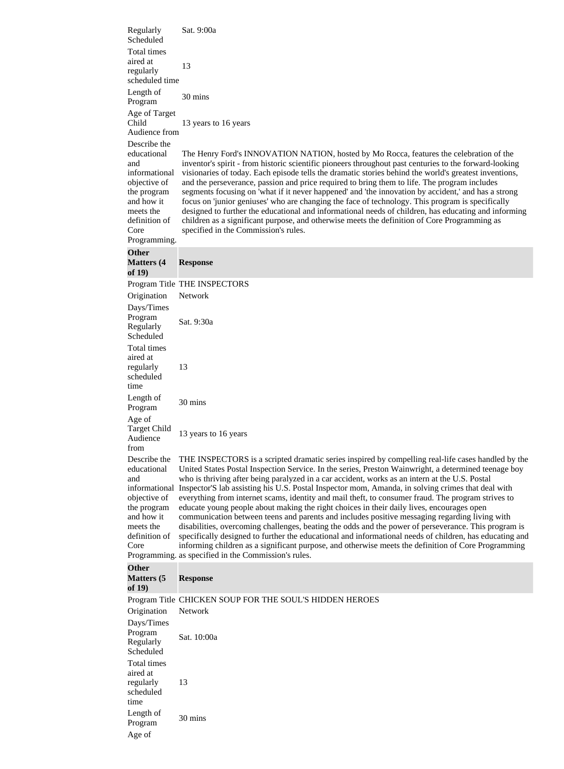| | |
|---|---|
| Regularly Scheduled | Sat. 9:00a |
| Total times aired at regularly scheduled time | 13 |
| Length of Program | 30 mins |
| Age of Target Child Audience from | 13 years to 16 years |
| Describe the educational and informational objective of the program and how it meets the definition of Core Programming. | The Henry Ford's INNOVATION NATION, hosted by Mo Rocca, features the celebration of the inventor's spirit - from historic scientific pioneers throughout past centuries to the forward-looking visionaries of today. Each episode tells the dramatic stories behind the world's greatest inventions, and the perseverance, passion and price required to bring them to life. The program includes segments focusing on 'what if it never happened' and 'the innovation by accident,' and has a strong focus on 'junior geniuses' who are changing the face of technology. This program is specifically designed to further the educational and informational needs of children, has educating and informing children as a significant purpose, and otherwise meets the definition of Core Programming as specified in the Commission's rules. |

| **Other Matters (4 of 19)** | **Response** |
|---|---|
| Program Title | THE INSPECTORS |
| Origination | Network |
| Days/Times Program Regularly Scheduled | Sat. 9:30a |
| Total times aired at regularly scheduled time | 13 |
| Length of Program | 30 mins |
| Age of Target Child Audience from | 13 years to 16 years |
| Describe the educational and informational objective of the program and how it meets the definition of Core Programming. | THE INSPECTORS is a scripted dramatic series inspired by compelling real-life cases handled by the United States Postal Inspection Service. In the series, Preston Wainwright, a determined teenage boy who is thriving after being paralyzed in a car accident, works as an intern at the U.S. Postal Inspector'S lab assisting his U.S. Postal Inspector mom, Amanda, in solving crimes that deal with everything from internet scams, identity and mail theft, to consumer fraud. The program strives to educate young people about making the right choices in their daily lives, encourages open communication between teens and parents and includes positive messaging regarding living with disabilities, overcoming challenges, beating the odds and the power of perseverance. This program is specifically designed to further the educational and informational needs of children, has educating and informing children as a significant purpose, and otherwise meets the definition of Core Programming as specified in the Commission's rules. |

| **Other Matters (5 of 19)** | **Response** |
|---|---|
| Program Title | CHICKEN SOUP FOR THE SOUL'S HIDDEN HEROES |
| Origination | Network |
| Days/Times Program Regularly Scheduled | Sat. 10:00a |
| Total times aired at regularly scheduled time | 13 |
| Length of Program | 30 mins |
| Age of | |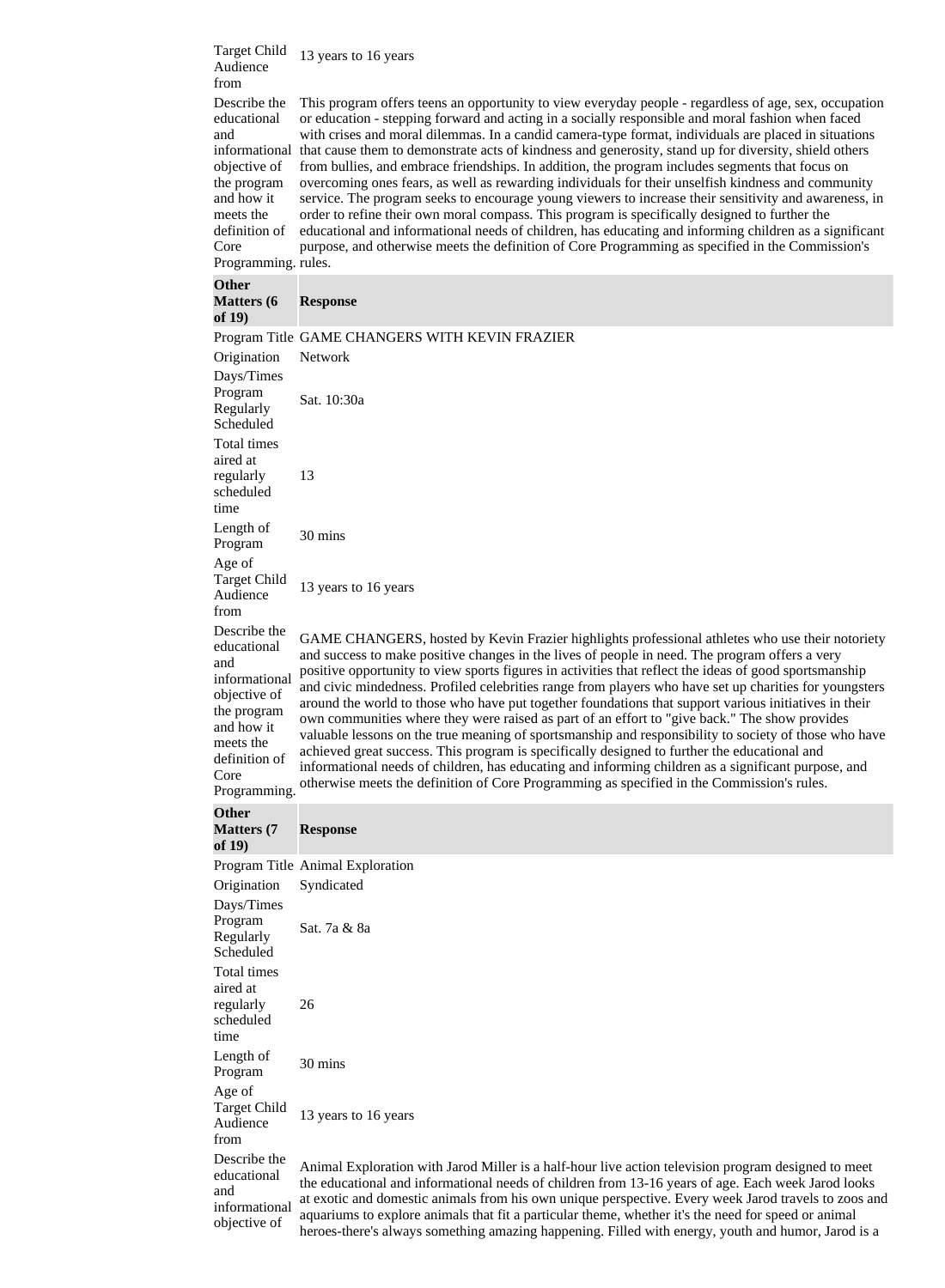| | |
|---|---|
| Target Child Audience from | 13 years to 16 years |
| Describe the educational and informational objective of the program and how it meets the definition of Core Programming. | This program offers teens an opportunity to view everyday people - regardless of age, sex, occupation or education - stepping forward and acting in a socially responsible and moral fashion when faced with crises and moral dilemmas. In a candid camera-type format, individuals are placed in situations that cause them to demonstrate acts of kindness and generosity, stand up for diversity, shield others from bullies, and embrace friendships. In addition, the program includes segments that focus on overcoming ones fears, as well as rewarding individuals for their unselfish kindness and community service. The program seeks to encourage young viewers to increase their sensitivity and awareness, in order to refine their own moral compass. This program is specifically designed to further the educational and informational needs of children, has educating and informing children as a significant purpose, and otherwise meets the definition of Core Programming as specified in the Commission's rules. |

| **Other Matters (6 of 19)** | **Response** |
|---|---|
| Program Title | GAME CHANGERS WITH KEVIN FRAZIER |
| Origination | Network |
| Days/Times Program Regularly Scheduled | Sat. 10:30a |
| Total times aired at regularly scheduled time | 13 |
| Length of Program | 30 mins |
| Age of Target Child Audience from | 13 years to 16 years |
| Describe the educational and informational objective of the program and how it meets the definition of Core Programming. | GAME CHANGERS, hosted by Kevin Frazier highlights professional athletes who use their notoriety and success to make positive changes in the lives of people in need. The program offers a very positive opportunity to view sports figures in activities that reflect the ideas of good sportsmanship and civic mindedness. Profiled celebrities range from players who have set up charities for youngsters around the world to those who have put together foundations that support various initiatives in their own communities where they were raised as part of an effort to "give back." The show provides valuable lessons on the true meaning of sportsmanship and responsibility to society of those who have achieved great success. This program is specifically designed to further the educational and informational needs of children, has educating and informing children as a significant purpose, and otherwise meets the definition of Core Programming as specified in the Commission's rules. |

| **Other Matters (7 of 19)** | **Response** |
|---|---|
| Program Title | Animal Exploration |
| Origination | Syndicated |
| Days/Times Program Regularly Scheduled | Sat. 7a & 8a |
| Total times aired at regularly scheduled time | 26 |
| Length of Program | 30 mins |
| Age of Target Child Audience from | 13 years to 16 years |
| Describe the educational and informational objective of | Animal Exploration with Jarod Miller is a half-hour live action television program designed to meet the educational and informational needs of children from 13-16 years of age. Each week Jarod looks at exotic and domestic animals from his own unique perspective. Every week Jarod travels to zoos and aquariums to explore animals that fit a particular theme, whether it's the need for speed or animal heroes-there's always something amazing happening. Filled with energy, youth and humor, Jarod is a |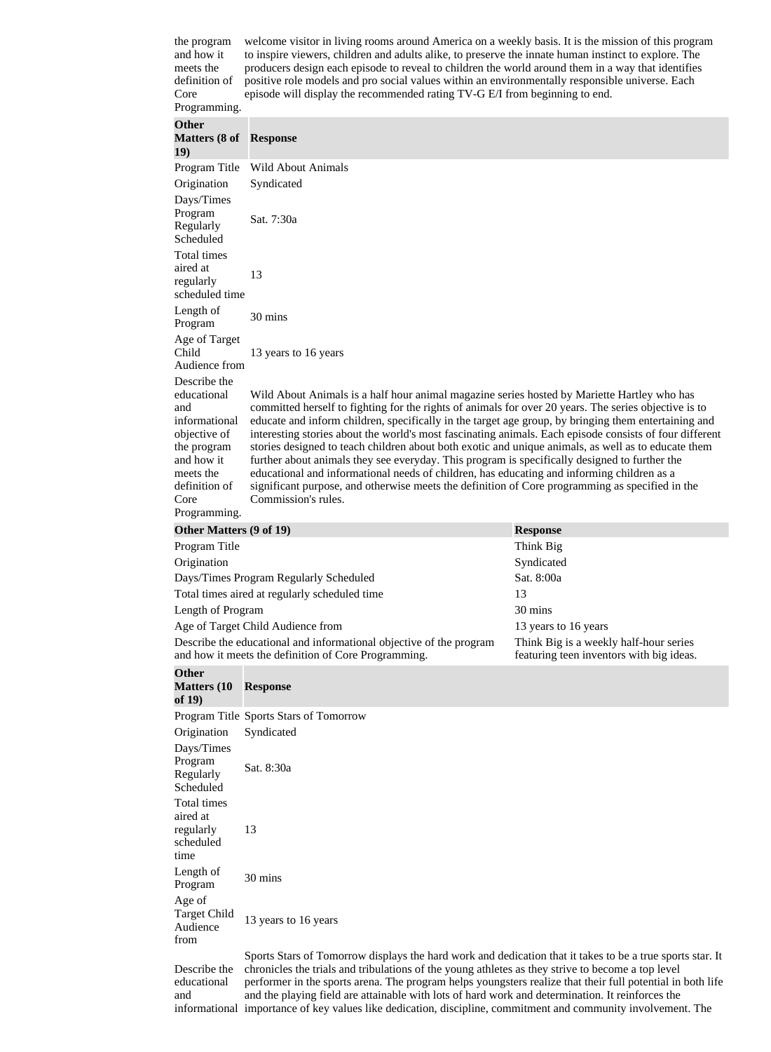| the program and how it meets the definition of Core Programming. | welcome visitor in living rooms around America on a weekly basis. It is the mission of this program to inspire viewers, children and adults alike, to preserve the innate human instinct to explore. The producers design each episode to reveal to children the world around them in a way that identifies positive role models and pro social values within an environmentally responsible universe. Each episode will display the recommended rating TV-G E/I from beginning to end. |
|---|---|

| Other Matters (8 of 19) | Response |
|---|---|
| Program Title | Wild About Animals |
| Origination | Syndicated |
| Days/Times Program Regularly Scheduled | Sat. 7:30a |
| Total times aired at regularly scheduled time | 13 |
| Length of Program | 30 mins |
| Age of Target Child Audience from | 13 years to 16 years |
| Describe the educational and informational objective of the program and how it meets the definition of Core Programming. | Wild About Animals is a half hour animal magazine series hosted by Mariette Hartley who has committed herself to fighting for the rights of animals for over 20 years. The series objective is to educate and inform children, specifically in the target age group, by bringing them entertaining and interesting stories about the world's most fascinating animals. Each episode consists of four different stories designed to teach children about both exotic and unique animals, as well as to educate them further about animals they see everyday. This program is specifically designed to further the educational and informational needs of children, has educating and informing children as a significant purpose, and otherwise meets the definition of Core programming as specified in the Commission's rules. |

| Other Matters (9 of 19) | Response |
|---|---|
| Program Title | Think Big |
| Origination | Syndicated |
| Days/Times Program Regularly Scheduled | Sat. 8:00a |
| Total times aired at regularly scheduled time | 13 |
| Length of Program | 30 mins |
| Age of Target Child Audience from | 13 years to 16 years |
| Describe the educational and informational objective of the program and how it meets the definition of Core Programming. | Think Big is a weekly half-hour series featuring teen inventors with big ideas. |

| Other Matters (10 of 19) | Response |
|---|---|
| Program Title | Sports Stars of Tomorrow |
| Origination | Syndicated |
| Days/Times Program Regularly Scheduled | Sat. 8:30a |
| Total times aired at regularly scheduled time | 13 |
| Length of Program | 30 mins |
| Age of Target Child Audience from | 13 years to 16 years |
| Describe the educational and informational | Sports Stars of Tomorrow displays the hard work and dedication that it takes to be a true sports star. It chronicles the trials and tribulations of the young athletes as they strive to become a top level performer in the sports arena. The program helps youngsters realize that their full potential in both life and the playing field are attainable with lots of hard work and determination. It reinforces the importance of key values like dedication, discipline, commitment and community involvement. The |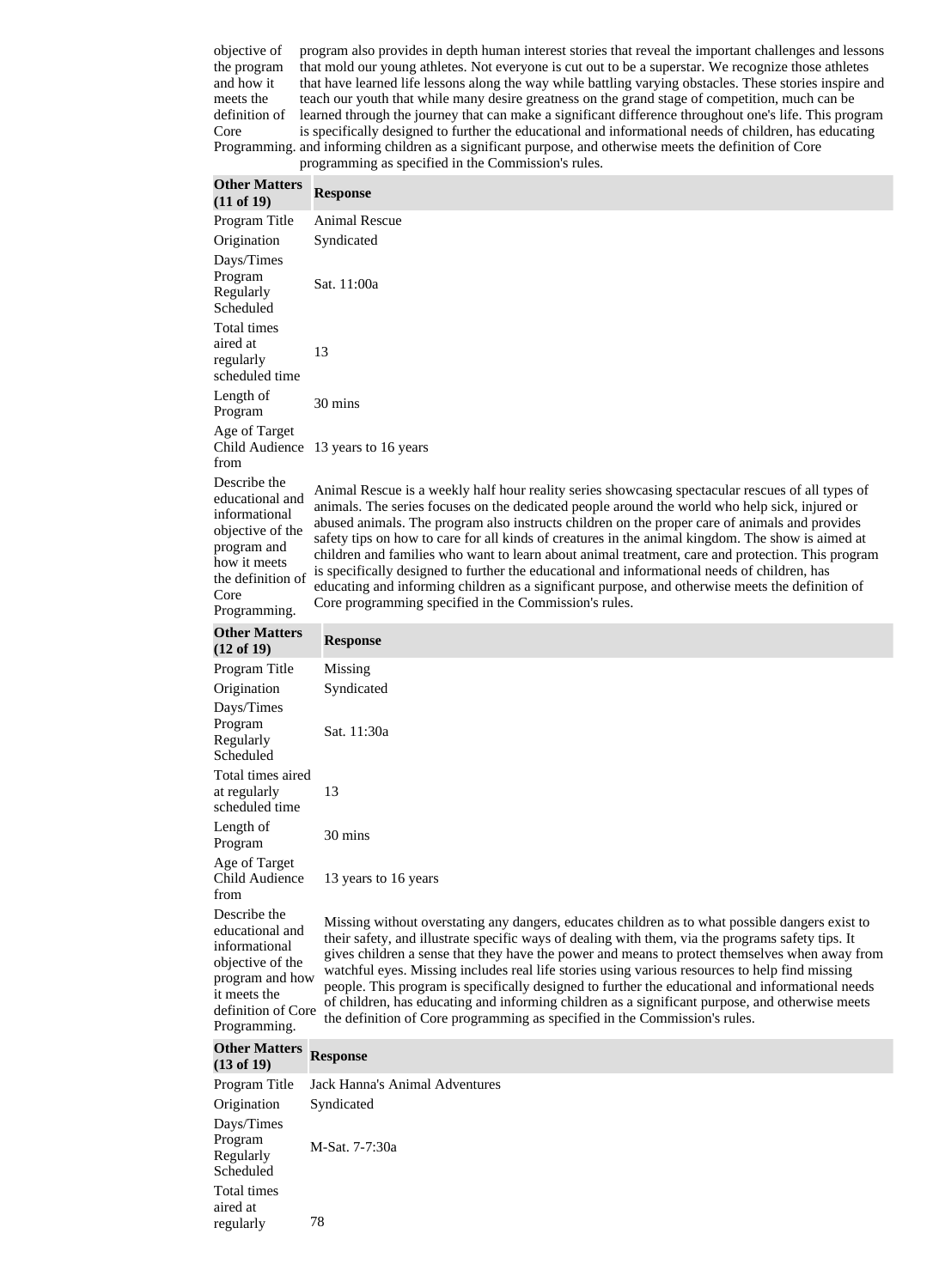| | |
|---|---|
| objective of the program and how it meets the definition of Core Programming. | program also provides in depth human interest stories that reveal the important challenges and lessons that mold our young athletes. Not everyone is cut out to be a superstar. We recognize those athletes that have learned life lessons along the way while battling varying obstacles. These stories inspire and teach our youth that while many desire greatness on the grand stage of competition, much can be learned through the journey that can make a significant difference throughout one's life. This program is specifically designed to further the educational and informational needs of children, has educating and informing children as a significant purpose, and otherwise meets the definition of Core programming as specified in the Commission's rules. |

| Other Matters (11 of 19) | Response |
|---|---|
| Program Title | Animal Rescue |
| Origination | Syndicated |
| Days/Times Program Regularly Scheduled | Sat. 11:00a |
| Total times aired at regularly scheduled time | 13 |
| Length of Program | 30 mins |
| Age of Target Child Audience from | 13 years to 16 years |
| Describe the educational and informational objective of the program and how it meets the definition of Core Programming. | Animal Rescue is a weekly half hour reality series showcasing spectacular rescues of all types of animals. The series focuses on the dedicated people around the world who help sick, injured or abused animals. The program also instructs children on the proper care of animals and provides safety tips on how to care for all kinds of creatures in the animal kingdom. The show is aimed at children and families who want to learn about animal treatment, care and protection. This program is specifically designed to further the educational and informational needs of children, has educating and informing children as a significant purpose, and otherwise meets the definition of Core programming specified in the Commission's rules. |

| Other Matters (12 of 19) | Response |
|---|---|
| Program Title | Missing |
| Origination | Syndicated |
| Days/Times Program Regularly Scheduled | Sat. 11:30a |
| Total times aired at regularly scheduled time | 13 |
| Length of Program | 30 mins |
| Age of Target Child Audience from | 13 years to 16 years |
| Describe the educational and informational objective of the program and how it meets the definition of Core Programming. | Missing without overstating any dangers, educates children as to what possible dangers exist to their safety, and illustrate specific ways of dealing with them, via the programs safety tips. It gives children a sense that they have the power and means to protect themselves when away from watchful eyes. Missing includes real life stories using various resources to help find missing people. This program is specifically designed to further the educational and informational needs of children, has educating and informing children as a significant purpose, and otherwise meets the definition of Core programming as specified in the Commission's rules. |

| Other Matters (13 of 19) | Response |
|---|---|
| Program Title | Jack Hanna's Animal Adventures |
| Origination | Syndicated |
| Days/Times Program Regularly Scheduled | M-Sat. 7-7:30a |
| Total times aired at regularly | 78 |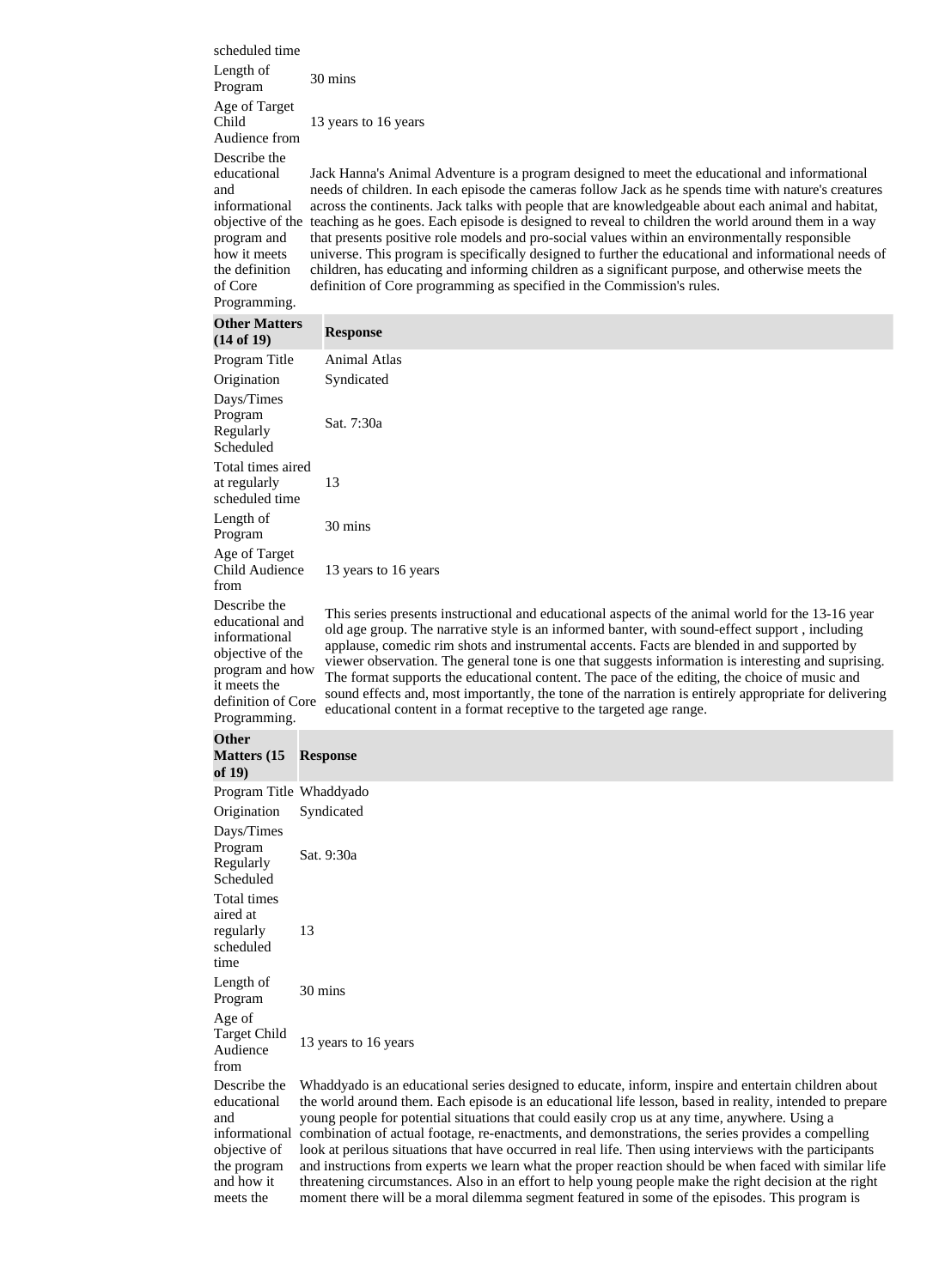| | |
|---|---|
| scheduled time | |
| Length of Program | 30 mins |
| Age of Target Child Audience from | 13 years to 16 years |
| Describe the educational and informational objective of the program and how it meets the definition of Core Programming. | Jack Hanna's Animal Adventure is a program designed to meet the educational and informational needs of children. In each episode the cameras follow Jack as he spends time with nature's creatures across the continents. Jack talks with people that are knowledgeable about each animal and habitat, teaching as he goes. Each episode is designed to reveal to children the world around them in a way that presents positive role models and pro-social values within an environmentally responsible universe. This program is specifically designed to further the educational and informational needs of children, has educating and informing children as a significant purpose, and otherwise meets the definition of Core programming as specified in the Commission's rules. |

| Other Matters (14 of 19) | Response |
|---|---|
| Program Title | Animal Atlas |
| Origination | Syndicated |
| Days/Times Program Regularly Scheduled | Sat. 7:30a |
| Total times aired at regularly scheduled time | 13 |
| Length of Program | 30 mins |
| Age of Target Child Audience from | 13 years to 16 years |
| Describe the educational and informational objective of the program and how it meets the definition of Core Programming. | This series presents instructional and educational aspects of the animal world for the 13-16 year old age group. The narrative style is an informed banter, with sound-effect support , including applause, comedic rim shots and instrumental accents. Facts are blended in and supported by viewer observation. The general tone is one that suggests information is interesting and suprising. The format supports the educational content. The pace of the editing, the choice of music and sound effects and, most importantly, the tone of the narration is entirely appropriate for delivering educational content in a format receptive to the targeted age range. |

| Other Matters (15 of 19) | Response |
|---|---|
| Program Title | Whaddyado |
| Origination | Syndicated |
| Days/Times Program Regularly Scheduled | Sat. 9:30a |
| Total times aired at regularly scheduled time | 13 |
| Length of Program | 30 mins |
| Age of Target Child Audience from | 13 years to 16 years |
| Describe the educational and informational objective of the program and how it meets the | Whaddyado is an educational series designed to educate, inform, inspire and entertain children about the world around them. Each episode is an educational life lesson, based in reality, intended to prepare young people for potential situations that could easily crop us at any time, anywhere. Using a combination of actual footage, re-enactments, and demonstrations, the series provides a compelling look at perilous situations that have occurred in real life. Then using interviews with the participants and instructions from experts we learn what the proper reaction should be when faced with similar life threatening circumstances. Also in an effort to help young people make the right decision at the right moment there will be a moral dilemma segment featured in some of the episodes. This program is |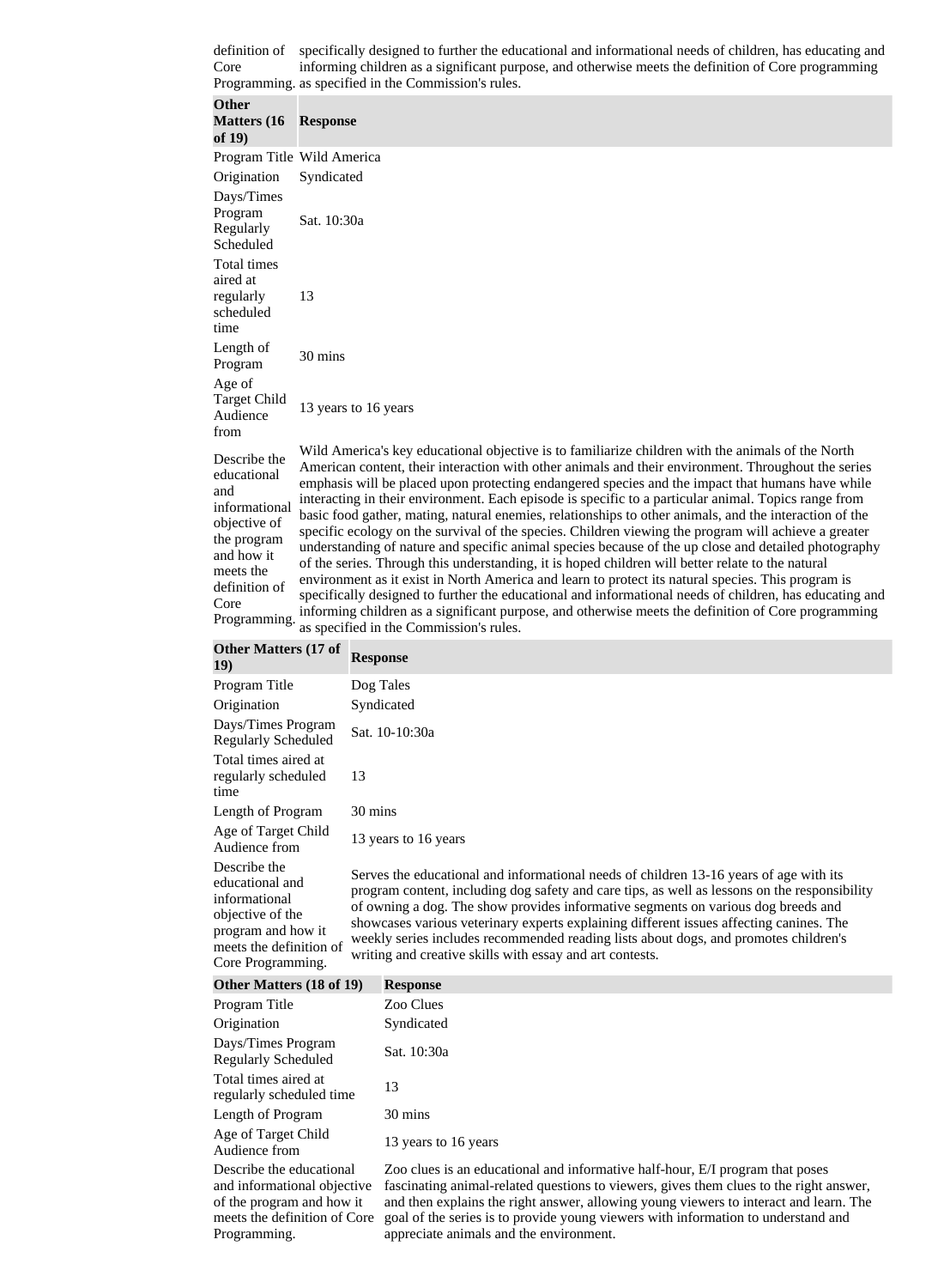| definition of Core Programming. | specifically designed to further the educational and informational needs of children, has educating and informing children as a significant purpose, and otherwise meets the definition of Core programming as specified in the Commission's rules. |
|---|---|

| Other Matters (16 of 19) | Response |
|---|---|
| Program Title | Wild America |
| Origination | Syndicated |
| Days/Times Program Regularly Scheduled | Sat. 10:30a |
| Total times aired at regularly scheduled time | 13 |
| Length of Program | 30 mins |
| Age of Target Child Audience from | 13 years to 16 years |
| Describe the educational and informational objective of the program and how it meets the definition of Core Programming. | Wild America's key educational objective is to familiarize children with the animals of the North American content, their interaction with other animals and their environment. Throughout the series emphasis will be placed upon protecting endangered species and the impact that humans have while interacting in their environment. Each episode is specific to a particular animal. Topics range from basic food gather, mating, natural enemies, relationships to other animals, and the interaction of the specific ecology on the survival of the species. Children viewing the program will achieve a greater understanding of nature and specific animal species because of the up close and detailed photography of the series. Through this understanding, it is hoped children will better relate to the natural environment as it exist in North America and learn to protect its natural species. This program is specifically designed to further the educational and informational needs of children, has educating and informing children as a significant purpose, and otherwise meets the definition of Core programming as specified in the Commission's rules. |

| Other Matters (17 of 19) | Response |
|---|---|
| Program Title | Dog Tales |
| Origination | Syndicated |
| Days/Times Program Regularly Scheduled | Sat. 10-10:30a |
| Total times aired at regularly scheduled time | 13 |
| Length of Program | 30 mins |
| Age of Target Child Audience from | 13 years to 16 years |
| Describe the educational and informational objective of the program and how it meets the definition of Core Programming. | Serves the educational and informational needs of children 13-16 years of age with its program content, including dog safety and care tips, as well as lessons on the responsibility of owning a dog. The show provides informative segments on various dog breeds and showcases various veterinary experts explaining different issues affecting canines. The weekly series includes recommended reading lists about dogs, and promotes children's writing and creative skills with essay and art contests. |

| Other Matters (18 of 19) | Response |
|---|---|
| Program Title | Zoo Clues |
| Origination | Syndicated |
| Days/Times Program Regularly Scheduled | Sat. 10:30a |
| Total times aired at regularly scheduled time | 13 |
| Length of Program | 30 mins |
| Age of Target Child Audience from | 13 years to 16 years |
| Describe the educational and informational objective of the program and how it meets the definition of Core Programming. | Zoo clues is an educational and informative half-hour, E/I program that poses fascinating animal-related questions to viewers, gives them clues to the right answer, and then explains the right answer, allowing young viewers to interact and learn. The goal of the series is to provide young viewers with information to understand and appreciate animals and the environment. |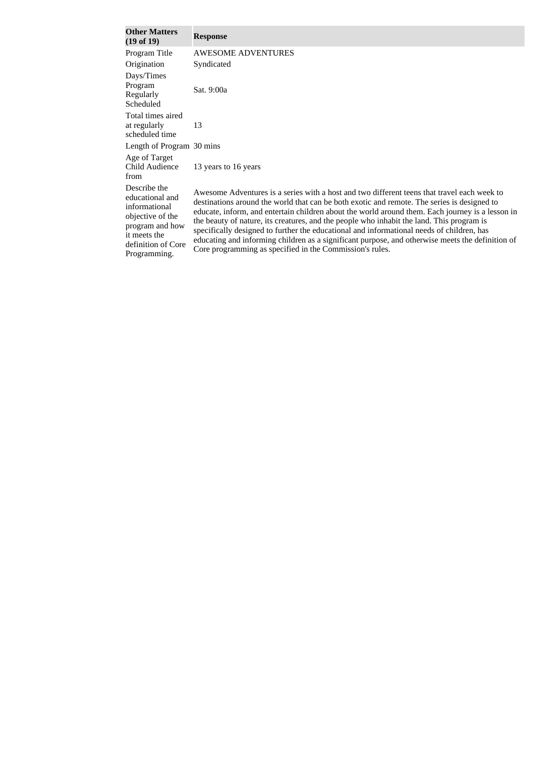| Other Matters (19 of 19) | Response |
|---|---|
| Program Title | AWESOME ADVENTURES |
| Origination | Syndicated |
| Days/Times Program Regularly Scheduled | Sat. 9:00a |
| Total times aired at regularly scheduled time | 13 |
| Length of Program | 30 mins |
| Age of Target Child Audience from | 13 years to 16 years |
| Describe the educational and informational objective of the program and how it meets the definition of Core Programming. | Awesome Adventures is a series with a host and two different teens that travel each week to destinations around the world that can be both exotic and remote. The series is designed to educate, inform, and entertain children about the world around them. Each journey is a lesson in the beauty of nature, its creatures, and the people who inhabit the land. This program is specifically designed to further the educational and informational needs of children, has educating and informing children as a significant purpose, and otherwise meets the definition of Core programming as specified in the Commission's rules. |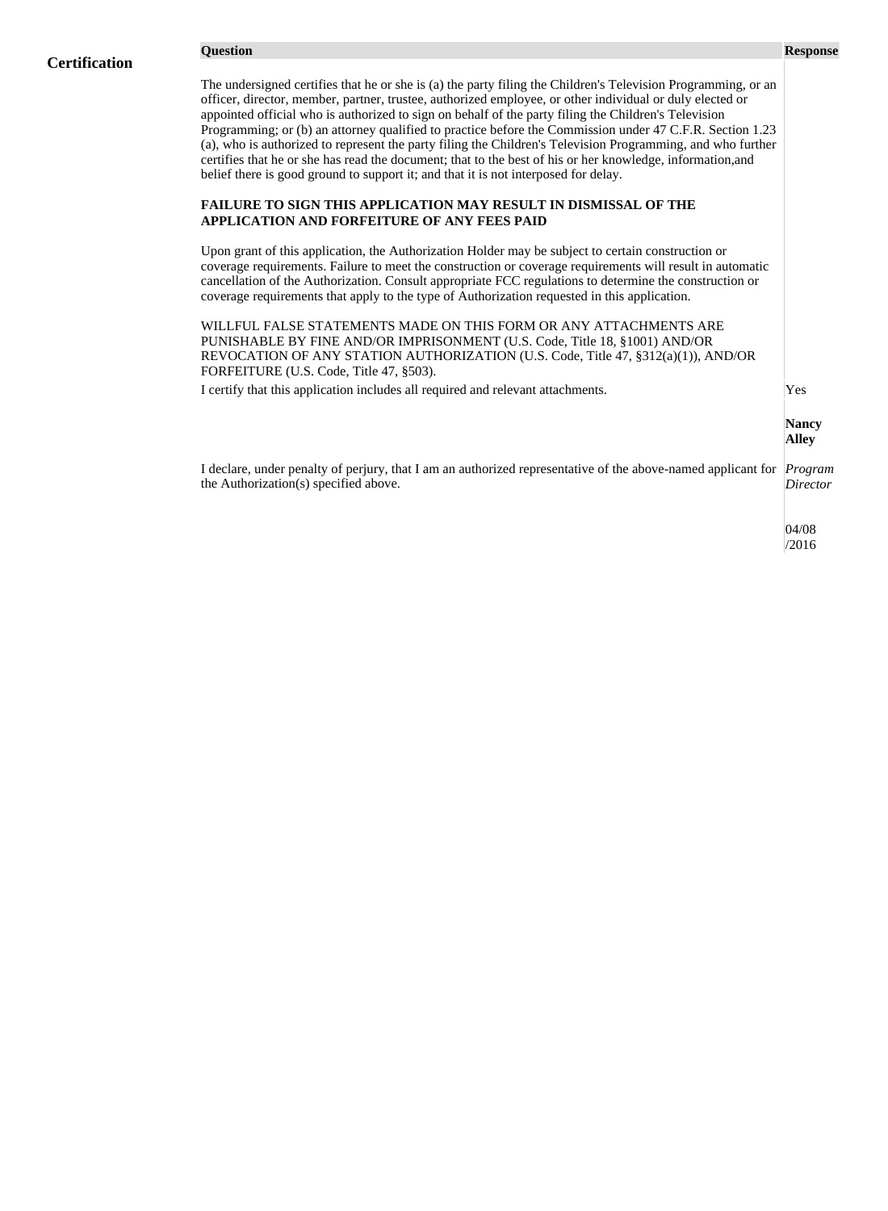## Certification

| Question | Response |
|---|---|
| The undersigned certifies that he or she is (a) the party filing the Children's Television Programming, or an officer, director, member, partner, trustee, authorized employee, or other individual or duly elected or appointed official who is authorized to sign on behalf of the party filing the Children's Television Programming; or (b) an attorney qualified to practice before the Commission under 47 C.F.R. Section 1.23 (a), who is authorized to represent the party filing the Children's Television Programming, and who further certifies that he or she has read the document; that to the best of his or her knowledge, information,and belief there is good ground to support it; and that it is not interposed for delay.<br><br>**FAILURE TO SIGN THIS APPLICATION MAY RESULT IN DISMISSAL OF THE APPLICATION AND FORFEITURE OF ANY FEES PAID**<br><br>Upon grant of this application, the Authorization Holder may be subject to certain construction or coverage requirements. Failure to meet the construction or coverage requirements will result in automatic cancellation of the Authorization. Consult appropriate FCC regulations to determine the construction or coverage requirements that apply to the type of Authorization requested in this application.<br><br>WILLFUL FALSE STATEMENTS MADE ON THIS FORM OR ANY ATTACHMENTS ARE PUNISHABLE BY FINE AND/OR IMPRISONMENT (U.S. Code, Title 18, §1001) AND/OR REVOCATION OF ANY STATION AUTHORIZATION (U.S. Code, Title 47, §312(a)(1)), AND/OR FORFEITURE (U.S. Code, Title 47, §503). | |
| I certify that this application includes all required and relevant attachments. | Yes |
| I declare, under penalty of perjury, that I am an authorized representative of the above-named applicant for the Authorization(s) specified above. | **Nancy Alley**<br>*Program Director*<br>04/08/2016 |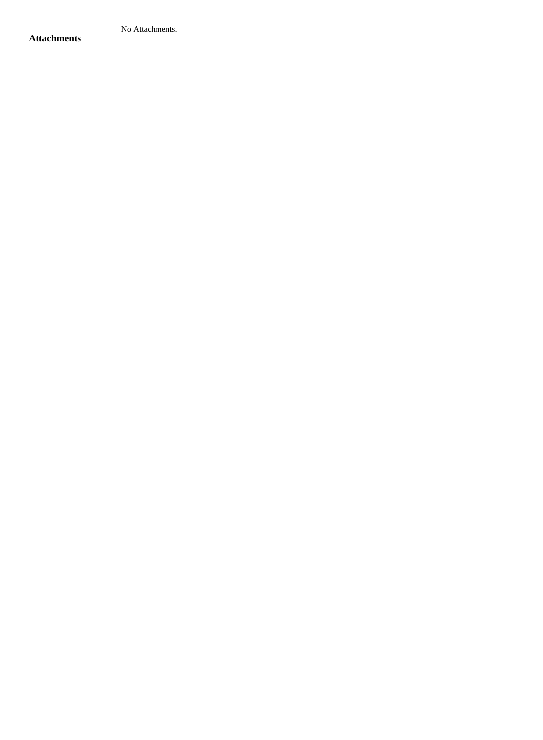**Attachments**

No Attachments.